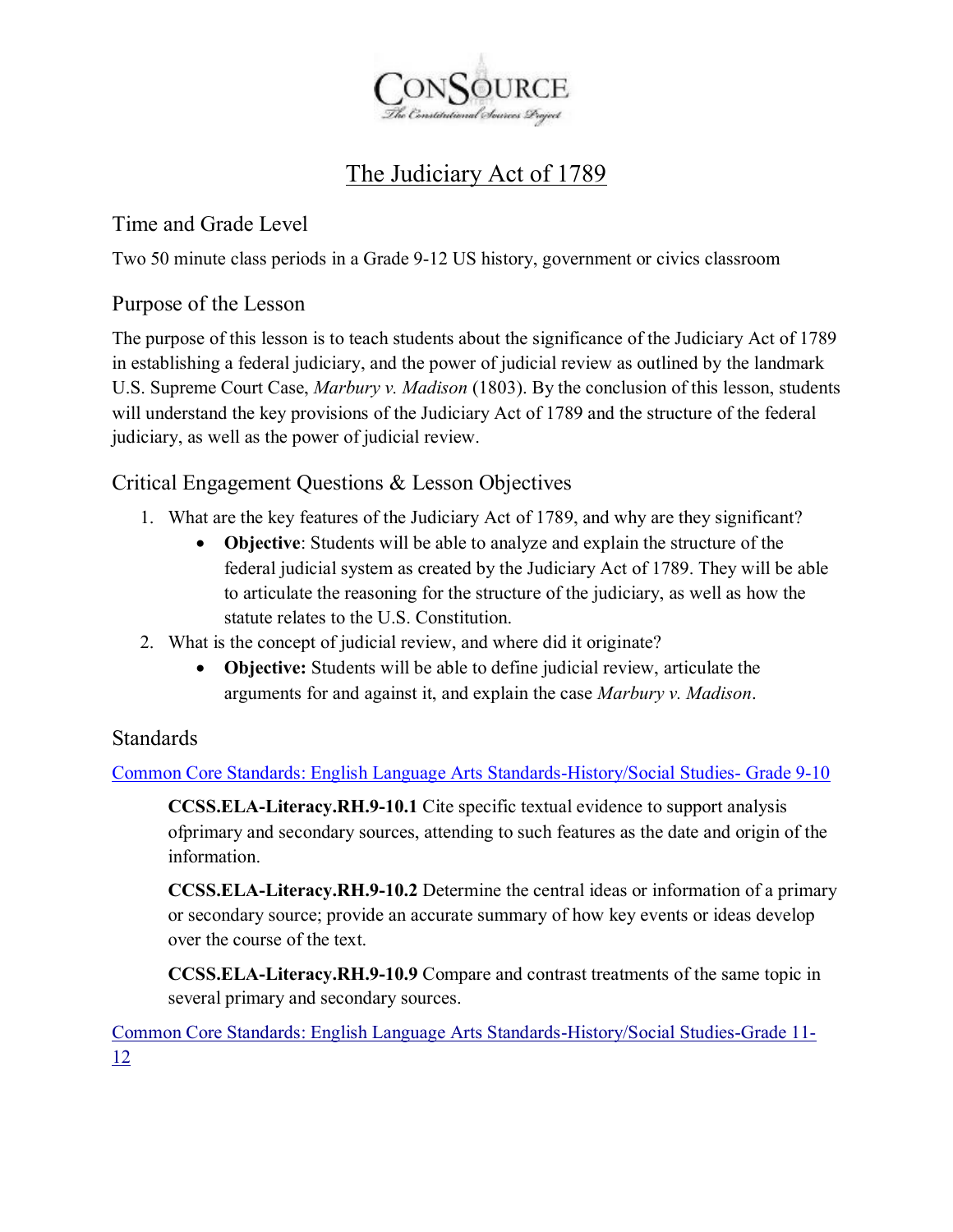# The Judiciary Act of 1789

## Time and Grade Level

Two 50 minute class periods in a Grade 9-12 US history, government or civics classroom

## Purpose of the Lesson

The purpose of this lesson is to teach students about the significance of the Judiciary Act of 1789 in establishing a federal judiciary, and the power of judicial review as outlined by the landmark U.S. Supreme Court Case, *Marbury v. Madison* (1803). By the conclusion of this lesson, students will understand the key provisions of the Judiciary Act of 1789 and the structure of the federal judiciary, as well as the power of judicial review.

## Critical Engagement Questions & Lesson Objectives

1. What are the key features of the Judiciary Act of 1789, and why are they significant?
   - **Objective**: Students will be able to analyze and explain the structure of the federal judicial system as created by the Judiciary Act of 1789. They will be able to articulate the reasoning for the structure of the judiciary, as well as how the statute relates to the U.S. Constitution.
2. What is the concept of judicial review, and where did it originate?
   - **Objective:** Students will be able to define judicial review, articulate the arguments for and against it, and explain the case *Marbury v. Madison*.

## Standards

Common Core Standards: English Language Arts Standards-History/Social Studies- Grade 9-10

> **CCSS.ELA-Literacy.RH.9-10.1** Cite specific textual evidence to support analysis ofprimary and secondary sources, attending to such features as the date and origin of the information.
>
> **CCSS.ELA-Literacy.RH.9-10.2** Determine the central ideas or information of a primary or secondary source; provide an accurate summary of how key events or ideas develop over the course of the text.
>
> **CCSS.ELA-Literacy.RH.9-10.9** Compare and contrast treatments of the same topic in several primary and secondary sources.

Common Core Standards: English Language Arts Standards-History/Social Studies-Grade 11-12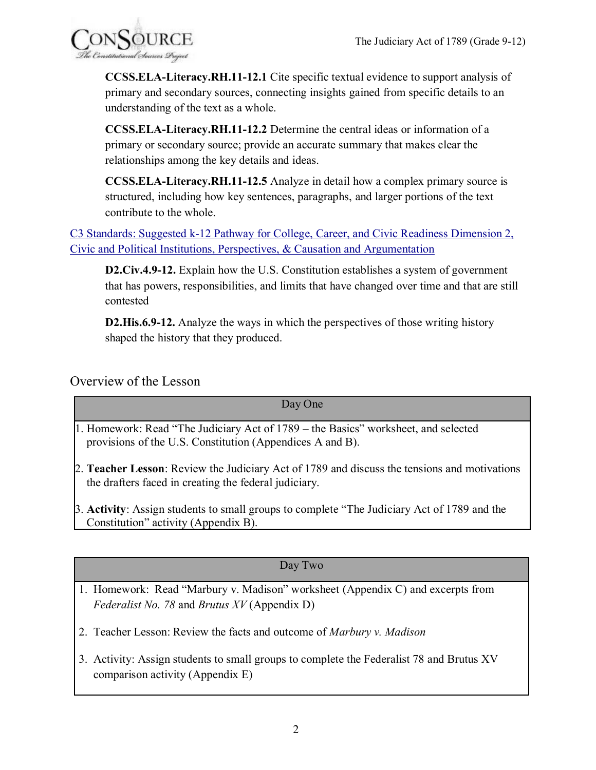**CCSS.ELA-Literacy.RH.11-12.1** Cite specific textual evidence to support analysis of primary and secondary sources, connecting insights gained from specific details to an understanding of the text as a whole.

**CCSS.ELA-Literacy.RH.11-12.2** Determine the central ideas or information of a primary or secondary source; provide an accurate summary that makes clear the relationships among the key details and ideas.

**CCSS.ELA-Literacy.RH.11-12.5** Analyze in detail how a complex primary source is structured, including how key sentences, paragraphs, and larger portions of the text contribute to the whole.

C3 Standards: Suggested k-12 Pathway for College, Career, and Civic Readiness Dimension 2, Civic and Political Institutions, Perspectives, & Causation and Argumentation

**D2.Civ.4.9-12.** Explain how the U.S. Constitution establishes a system of government that has powers, responsibilities, and limits that have changed over time and that are still contested

**D2.His.6.9-12.** Analyze the ways in which the perspectives of those writing history shaped the history that they produced.

## Overview of the Lesson

| Day One |
|---|
| 1. Homework: Read "The Judiciary Act of 1789 – the Basics" worksheet, and selected provisions of the U.S. Constitution (Appendices A and B).<br><br>2. **Teacher Lesson**: Review the Judiciary Act of 1789 and discuss the tensions and motivations the drafters faced in creating the federal judiciary.<br><br>3. **Activity**: Assign students to small groups to complete "The Judiciary Act of 1789 and the Constitution" activity (Appendix B). |

| Day Two |
|---|
| 1. Homework: Read "Marbury v. Madison" worksheet (Appendix C) and excerpts from *Federalist No. 78* and *Brutus XV* (Appendix D)<br><br>2. Teacher Lesson: Review the facts and outcome of *Marbury v. Madison*<br><br>3. Activity: Assign students to small groups to complete the Federalist 78 and Brutus XV comparison activity (Appendix E) |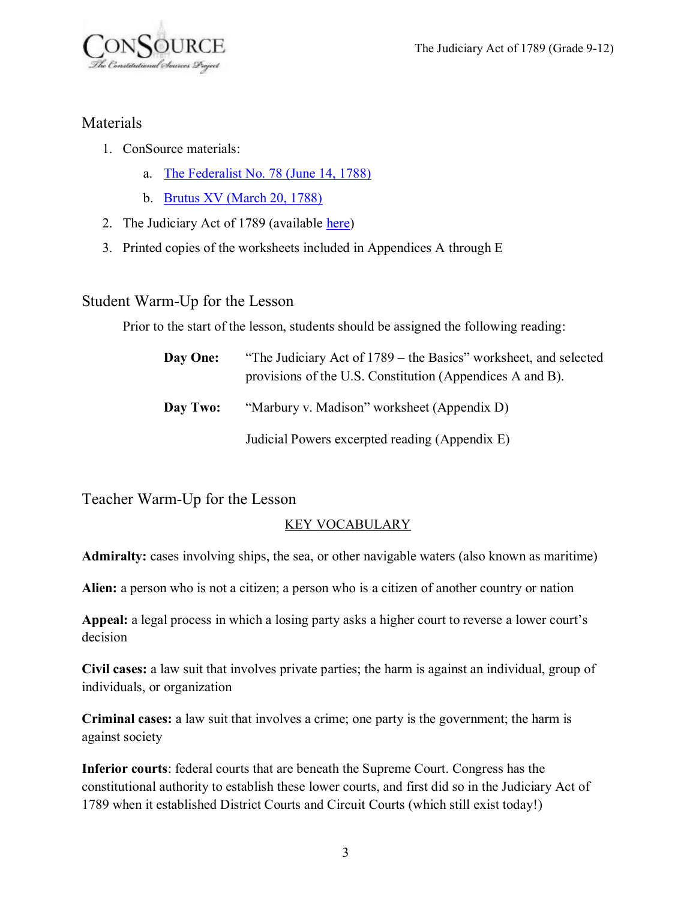## Materials

1. ConSource materials:
   a. The Federalist No. 78 (June 14, 1788)
   b. Brutus XV (March 20, 1788)
2. The Judiciary Act of 1789 (available here)
3. Printed copies of the worksheets included in Appendices A through E

## Student Warm-Up for the Lesson

Prior to the start of the lesson, students should be assigned the following reading:

**Day One:** "The Judiciary Act of 1789 – the Basics" worksheet, and selected provisions of the U.S. Constitution (Appendices A and B).

**Day Two:** "Marbury v. Madison" worksheet (Appendix D)

Judicial Powers excerpted reading (Appendix E)

## Teacher Warm-Up for the Lesson

### KEY VOCABULARY

**Admiralty:** cases involving ships, the sea, or other navigable waters (also known as maritime)

**Alien:** a person who is not a citizen; a person who is a citizen of another country or nation

**Appeal:** a legal process in which a losing party asks a higher court to reverse a lower court's decision

**Civil cases:** a law suit that involves private parties; the harm is against an individual, group of individuals, or organization

**Criminal cases:** a law suit that involves a crime; one party is the government; the harm is against society

**Inferior courts**: federal courts that are beneath the Supreme Court. Congress has the constitutional authority to establish these lower courts, and first did so in the Judiciary Act of 1789 when it established District Courts and Circuit Courts (which still exist today!)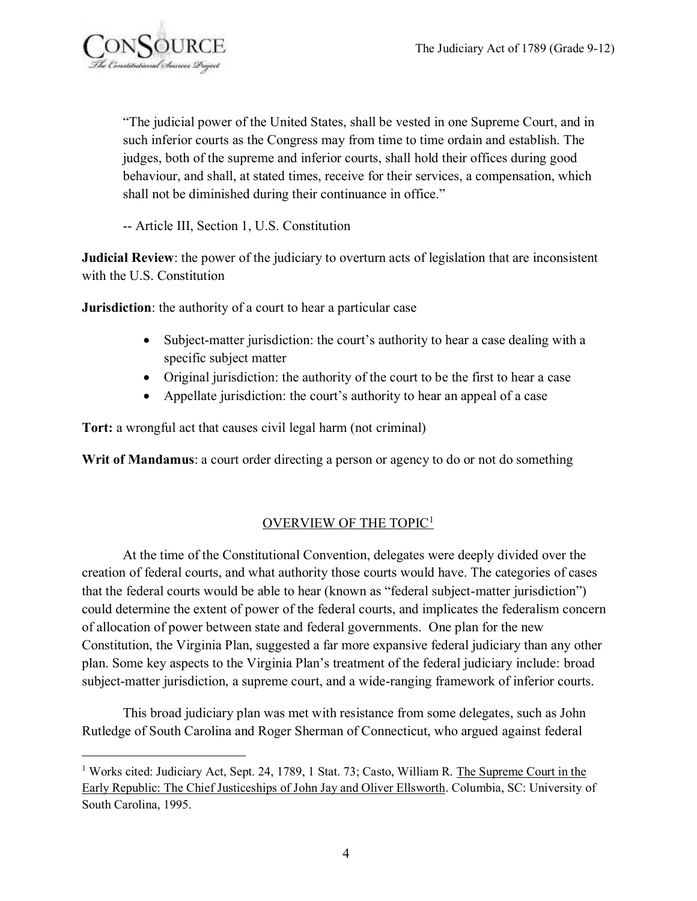> "The judicial power of the United States, shall be vested in one Supreme Court, and in such inferior courts as the Congress may from time to time ordain and establish. The judges, both of the supreme and inferior courts, shall hold their offices during good behaviour, and shall, at stated times, receive for their services, a compensation, which shall not be diminished during their continuance in office."
>
> -- Article III, Section 1, U.S. Constitution

**Judicial Review**: the power of the judiciary to overturn acts of legislation that are inconsistent with the U.S. Constitution

**Jurisdiction**: the authority of a court to hear a particular case

- Subject-matter jurisdiction: the court's authority to hear a case dealing with a specific subject matter
- Original jurisdiction: the authority of the court to be the first to hear a case
- Appellate jurisdiction: the court's authority to hear an appeal of a case

**Tort:** a wrongful act that causes civil legal harm (not criminal)

**Writ of Mandamus**: a court order directing a person or agency to do or not do something

## OVERVIEW OF THE TOPIC[1]

At the time of the Constitutional Convention, delegates were deeply divided over the creation of federal courts, and what authority those courts would have. The categories of cases that the federal courts would be able to hear (known as "federal subject-matter jurisdiction") could determine the extent of power of the federal courts, and implicates the federalism concern of allocation of power between state and federal governments. One plan for the new Constitution, the Virginia Plan, suggested a far more expansive federal judiciary than any other plan. Some key aspects to the Virginia Plan's treatment of the federal judiciary include: broad subject-matter jurisdiction, a supreme court, and a wide-ranging framework of inferior courts.

This broad judiciary plan was met with resistance from some delegates, such as John Rutledge of South Carolina and Roger Sherman of Connecticut, who argued against federal

[1] Works cited: Judiciary Act, Sept. 24, 1789, 1 Stat. 73; Casto, William R. The Supreme Court in the Early Republic: The Chief Justiceships of John Jay and Oliver Ellsworth. Columbia, SC: University of South Carolina, 1995.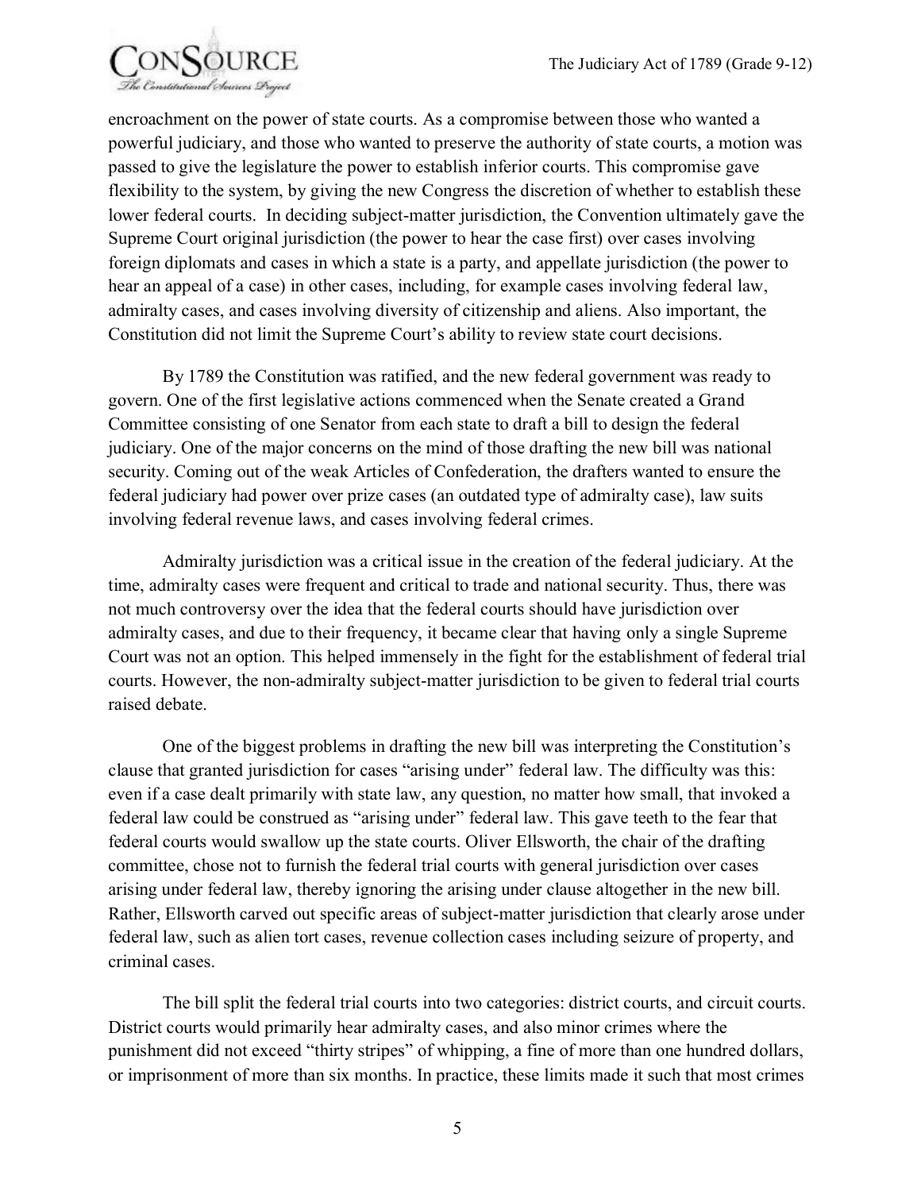encroachment on the power of state courts. As a compromise between those who wanted a powerful judiciary, and those who wanted to preserve the authority of state courts, a motion was passed to give the legislature the power to establish inferior courts. This compromise gave flexibility to the system, by giving the new Congress the discretion of whether to establish these lower federal courts. In deciding subject-matter jurisdiction, the Convention ultimately gave the Supreme Court original jurisdiction (the power to hear the case first) over cases involving foreign diplomats and cases in which a state is a party, and appellate jurisdiction (the power to hear an appeal of a case) in other cases, including, for example cases involving federal law, admiralty cases, and cases involving diversity of citizenship and aliens. Also important, the Constitution did not limit the Supreme Court's ability to review state court decisions.

By 1789 the Constitution was ratified, and the new federal government was ready to govern. One of the first legislative actions commenced when the Senate created a Grand Committee consisting of one Senator from each state to draft a bill to design the federal judiciary. One of the major concerns on the mind of those drafting the new bill was national security. Coming out of the weak Articles of Confederation, the drafters wanted to ensure the federal judiciary had power over prize cases (an outdated type of admiralty case), law suits involving federal revenue laws, and cases involving federal crimes.

Admiralty jurisdiction was a critical issue in the creation of the federal judiciary. At the time, admiralty cases were frequent and critical to trade and national security. Thus, there was not much controversy over the idea that the federal courts should have jurisdiction over admiralty cases, and due to their frequency, it became clear that having only a single Supreme Court was not an option. This helped immensely in the fight for the establishment of federal trial courts. However, the non-admiralty subject-matter jurisdiction to be given to federal trial courts raised debate.

One of the biggest problems in drafting the new bill was interpreting the Constitution's clause that granted jurisdiction for cases "arising under" federal law. The difficulty was this: even if a case dealt primarily with state law, any question, no matter how small, that invoked a federal law could be construed as "arising under" federal law. This gave teeth to the fear that federal courts would swallow up the state courts. Oliver Ellsworth, the chair of the drafting committee, chose not to furnish the federal trial courts with general jurisdiction over cases arising under federal law, thereby ignoring the arising under clause altogether in the new bill. Rather, Ellsworth carved out specific areas of subject-matter jurisdiction that clearly arose under federal law, such as alien tort cases, revenue collection cases including seizure of property, and criminal cases.

The bill split the federal trial courts into two categories: district courts, and circuit courts. District courts would primarily hear admiralty cases, and also minor crimes where the punishment did not exceed "thirty stripes" of whipping, a fine of more than one hundred dollars, or imprisonment of more than six months. In practice, these limits made it such that most crimes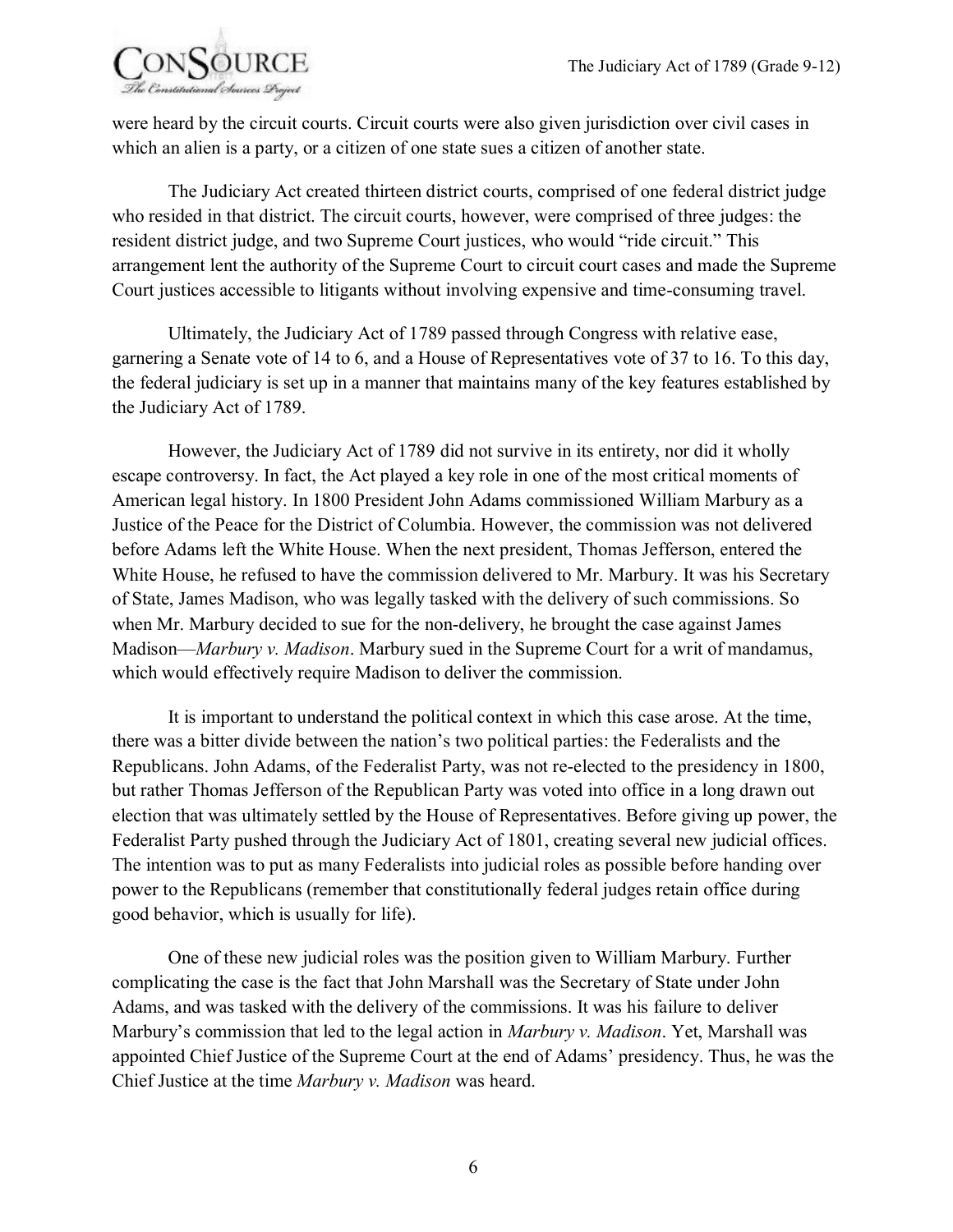were heard by the circuit courts. Circuit courts were also given jurisdiction over civil cases in which an alien is a party, or a citizen of one state sues a citizen of another state.

The Judiciary Act created thirteen district courts, comprised of one federal district judge who resided in that district. The circuit courts, however, were comprised of three judges: the resident district judge, and two Supreme Court justices, who would "ride circuit." This arrangement lent the authority of the Supreme Court to circuit court cases and made the Supreme Court justices accessible to litigants without involving expensive and time-consuming travel.

Ultimately, the Judiciary Act of 1789 passed through Congress with relative ease, garnering a Senate vote of 14 to 6, and a House of Representatives vote of 37 to 16. To this day, the federal judiciary is set up in a manner that maintains many of the key features established by the Judiciary Act of 1789.

However, the Judiciary Act of 1789 did not survive in its entirety, nor did it wholly escape controversy. In fact, the Act played a key role in one of the most critical moments of American legal history. In 1800 President John Adams commissioned William Marbury as a Justice of the Peace for the District of Columbia. However, the commission was not delivered before Adams left the White House. When the next president, Thomas Jefferson, entered the White House, he refused to have the commission delivered to Mr. Marbury. It was his Secretary of State, James Madison, who was legally tasked with the delivery of such commissions. So when Mr. Marbury decided to sue for the non-delivery, he brought the case against James Madison—*Marbury v. Madison*. Marbury sued in the Supreme Court for a writ of mandamus, which would effectively require Madison to deliver the commission.

It is important to understand the political context in which this case arose. At the time, there was a bitter divide between the nation's two political parties: the Federalists and the Republicans. John Adams, of the Federalist Party, was not re-elected to the presidency in 1800, but rather Thomas Jefferson of the Republican Party was voted into office in a long drawn out election that was ultimately settled by the House of Representatives. Before giving up power, the Federalist Party pushed through the Judiciary Act of 1801, creating several new judicial offices. The intention was to put as many Federalists into judicial roles as possible before handing over power to the Republicans (remember that constitutionally federal judges retain office during good behavior, which is usually for life).

One of these new judicial roles was the position given to William Marbury. Further complicating the case is the fact that John Marshall was the Secretary of State under John Adams, and was tasked with the delivery of the commissions. It was his failure to deliver Marbury's commission that led to the legal action in *Marbury v. Madison*. Yet, Marshall was appointed Chief Justice of the Supreme Court at the end of Adams' presidency. Thus, he was the Chief Justice at the time *Marbury v. Madison* was heard.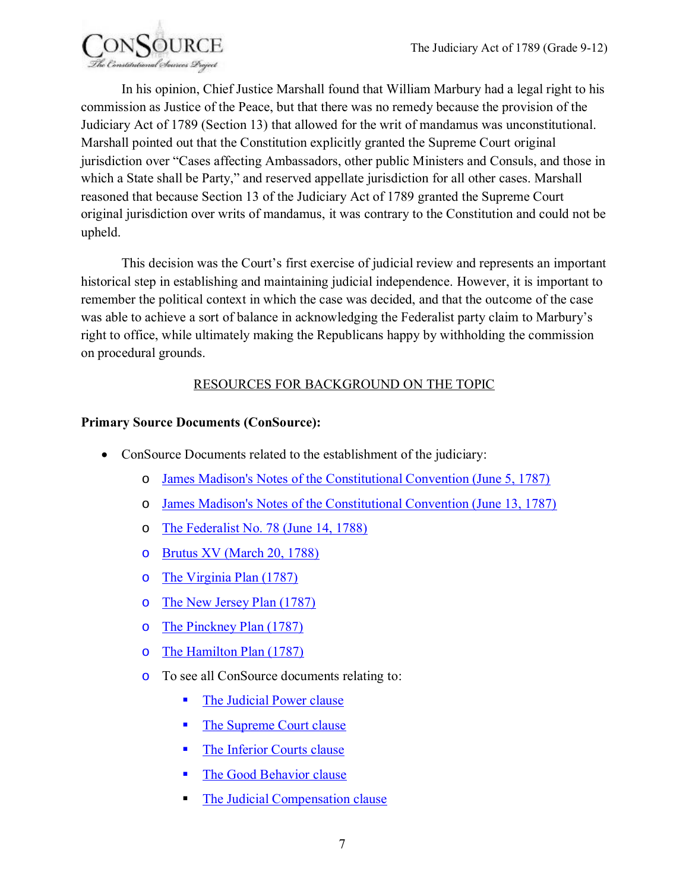In his opinion, Chief Justice Marshall found that William Marbury had a legal right to his commission as Justice of the Peace, but that there was no remedy because the provision of the Judiciary Act of 1789 (Section 13) that allowed for the writ of mandamus was unconstitutional. Marshall pointed out that the Constitution explicitly granted the Supreme Court original jurisdiction over "Cases affecting Ambassadors, other public Ministers and Consuls, and those in which a State shall be Party," and reserved appellate jurisdiction for all other cases. Marshall reasoned that because Section 13 of the Judiciary Act of 1789 granted the Supreme Court original jurisdiction over writs of mandamus, it was contrary to the Constitution and could not be upheld.

This decision was the Court's first exercise of judicial review and represents an important historical step in establishing and maintaining judicial independence. However, it is important to remember the political context in which the case was decided, and that the outcome of the case was able to achieve a sort of balance in acknowledging the Federalist party claim to Marbury's right to office, while ultimately making the Republicans happy by withholding the commission on procedural grounds.

## RESOURCES FOR BACKGROUND ON THE TOPIC

**Primary Source Documents (ConSource):**

- ConSource Documents related to the establishment of the judiciary:
  - James Madison's Notes of the Constitutional Convention (June 5, 1787)
  - James Madison's Notes of the Constitutional Convention (June 13, 1787)
  - The Federalist No. 78 (June 14, 1788)
  - Brutus XV (March 20, 1788)
  - The Virginia Plan (1787)
  - The New Jersey Plan (1787)
  - The Pinckney Plan (1787)
  - The Hamilton Plan (1787)
  - To see all ConSource documents relating to:
    - The Judicial Power clause
    - The Supreme Court clause
    - The Inferior Courts clause
    - The Good Behavior clause
    - The Judicial Compensation clause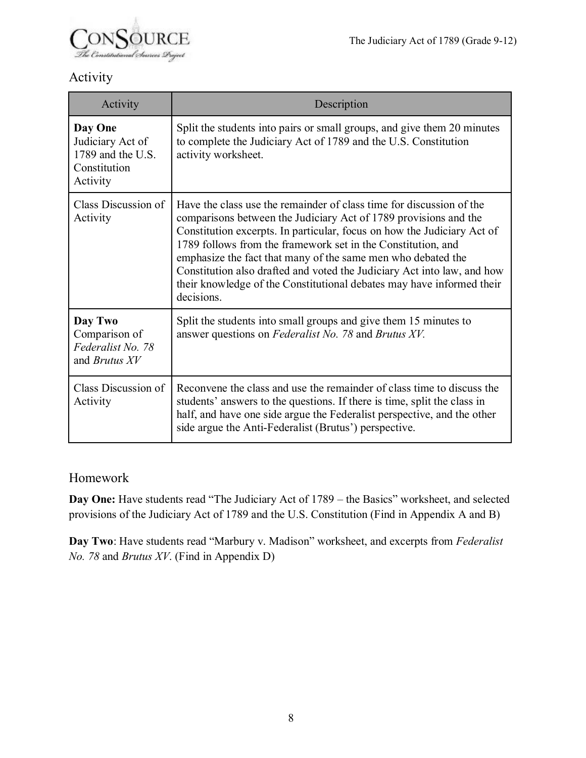## Activity

| Activity | Description |
| --- | --- |
| **Day One** Judiciary Act of 1789 and the U.S. Constitution Activity | Split the students into pairs or small groups, and give them 20 minutes to complete the Judiciary Act of 1789 and the U.S. Constitution activity worksheet. |
| Class Discussion of Activity | Have the class use the remainder of class time for discussion of the comparisons between the Judiciary Act of 1789 provisions and the Constitution excerpts. In particular, focus on how the Judiciary Act of 1789 follows from the framework set in the Constitution, and emphasize the fact that many of the same men who debated the Constitution also drafted and voted the Judiciary Act into law, and how their knowledge of the Constitutional debates may have informed their decisions. |
| **Day Two** Comparison of *Federalist No. 78* and *Brutus XV* | Split the students into small groups and give them 15 minutes to answer questions on *Federalist No. 78* and *Brutus XV.* |
| Class Discussion of Activity | Reconvene the class and use the remainder of class time to discuss the students' answers to the questions. If there is time, split the class in half, and have one side argue the Federalist perspective, and the other side argue the Anti-Federalist (Brutus') perspective. |

## Homework

**Day One:** Have students read "The Judiciary Act of 1789 – the Basics" worksheet, and selected provisions of the Judiciary Act of 1789 and the U.S. Constitution (Find in Appendix A and B)

**Day Two**: Have students read "Marbury v. Madison" worksheet, and excerpts from *Federalist No. 78* and *Brutus XV*. (Find in Appendix D)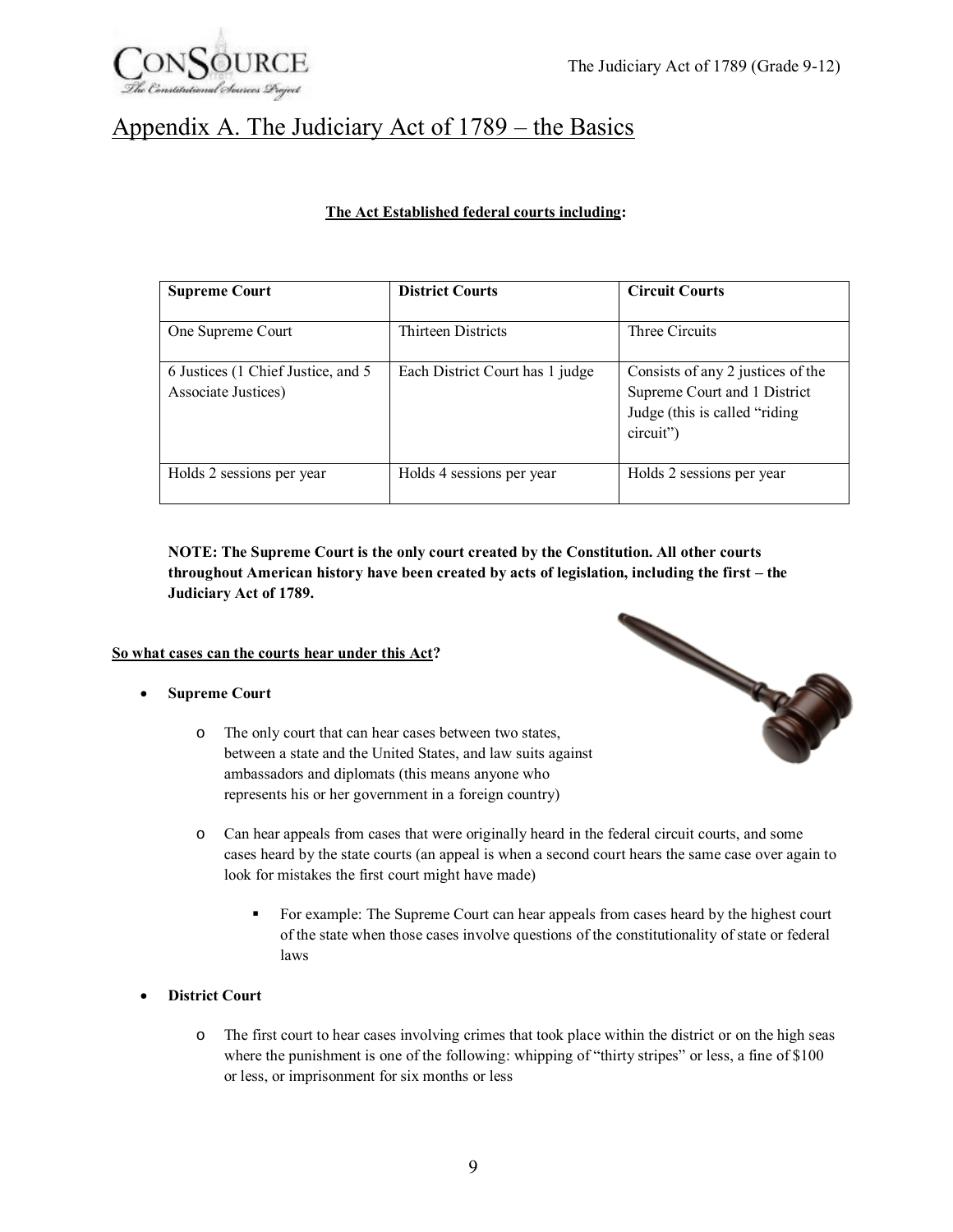# Appendix A. The Judiciary Act of 1789 – the Basics

**The Act Established federal courts including:**

| Supreme Court | District Courts | Circuit Courts |
|---|---|---|
| One Supreme Court | Thirteen Districts | Three Circuits |
| 6 Justices (1 Chief Justice, and 5 Associate Justices) | Each District Court has 1 judge | Consists of any 2 justices of the Supreme Court and 1 District Judge (this is called "riding circuit") |
| Holds 2 sessions per year | Holds 4 sessions per year | Holds 2 sessions per year |

**NOTE: The Supreme Court is the only court created by the Constitution. All other courts throughout American history have been created by acts of legislation, including the first – the Judiciary Act of 1789.**

**So what cases can the courts hear under this Act?**

- **Supreme Court**
    - The only court that can hear cases between two states, between a state and the United States, and law suits against ambassadors and diplomats (this means anyone who represents his or her government in a foreign country)
    - Can hear appeals from cases that were originally heard in the federal circuit courts, and some cases heard by the state courts (an appeal is when a second court hears the same case over again to look for mistakes the first court might have made)
        - For example: The Supreme Court can hear appeals from cases heard by the highest court of the state when those cases involve questions of the constitutionality of state or federal laws
- **District Court**
    - The first court to hear cases involving crimes that took place within the district or on the high seas where the punishment is one of the following: whipping of "thirty stripes" or less, a fine of $100 or less, or imprisonment for six months or less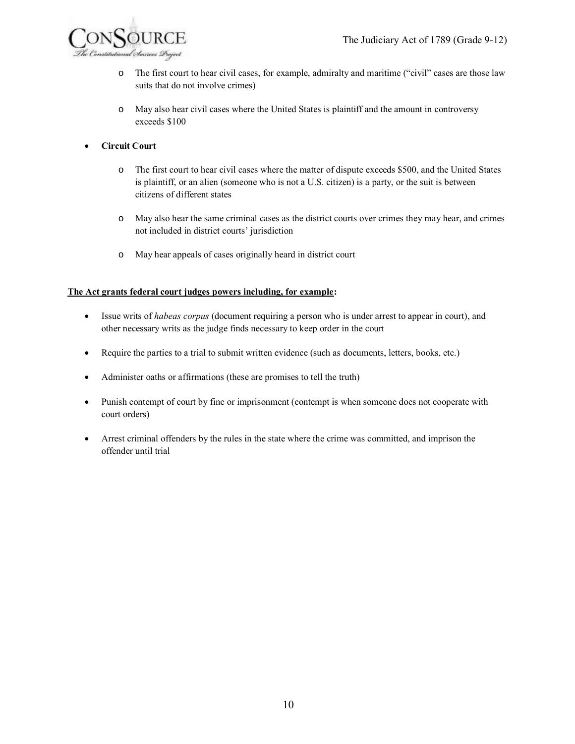- The first court to hear civil cases, for example, admiralty and maritime ("civil" cases are those law suits that do not involve crimes)

  - May also hear civil cases where the United States is plaintiff and the amount in controversy exceeds $100

- **Circuit Court**

  - The first court to hear civil cases where the matter of dispute exceeds $500, and the United States is plaintiff, or an alien (someone who is not a U.S. citizen) is a party, or the suit is between citizens of different states

  - May also hear the same criminal cases as the district courts over crimes they may hear, and crimes not included in district courts' jurisdiction

  - May hear appeals of cases originally heard in district court

**<u>The Act grants federal court judges powers including, for example</u>:**

- Issue writs of *habeas corpus* (document requiring a person who is under arrest to appear in court), and other necessary writs as the judge finds necessary to keep order in the court

- Require the parties to a trial to submit written evidence (such as documents, letters, books, etc.)

- Administer oaths or affirmations (these are promises to tell the truth)

- Punish contempt of court by fine or imprisonment (contempt is when someone does not cooperate with court orders)

- Arrest criminal offenders by the rules in the state where the crime was committed, and imprison the offender until trial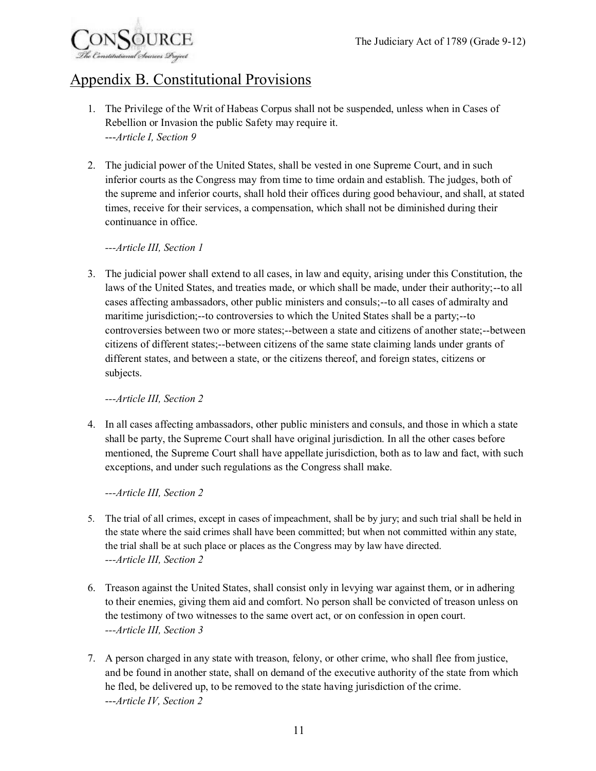## Appendix B. Constitutional Provisions

1. The Privilege of the Writ of Habeas Corpus shall not be suspended, unless when in Cases of Rebellion or Invasion the public Safety may require it.
   ---*Article I, Section 9*

2. The judicial power of the United States, shall be vested in one Supreme Court, and in such inferior courts as the Congress may from time to time ordain and establish. The judges, both of the supreme and inferior courts, shall hold their offices during good behaviour, and shall, at stated times, receive for their services, a compensation, which shall not be diminished during their continuance in office.

   ---*Article III, Section 1*

3. The judicial power shall extend to all cases, in law and equity, arising under this Constitution, the laws of the United States, and treaties made, or which shall be made, under their authority;--to all cases affecting ambassadors, other public ministers and consuls;--to all cases of admiralty and maritime jurisdiction;--to controversies to which the United States shall be a party;--to controversies between two or more states;--between a state and citizens of another state;--between citizens of different states;--between citizens of the same state claiming lands under grants of different states, and between a state, or the citizens thereof, and foreign states, citizens or subjects.

   ---*Article III, Section 2*

4. In all cases affecting ambassadors, other public ministers and consuls, and those in which a state shall be party, the Supreme Court shall have original jurisdiction. In all the other cases before mentioned, the Supreme Court shall have appellate jurisdiction, both as to law and fact, with such exceptions, and under such regulations as the Congress shall make.

   ---*Article III, Section 2*

5. The trial of all crimes, except in cases of impeachment, shall be by jury; and such trial shall be held in the state where the said crimes shall have been committed; but when not committed within any state, the trial shall be at such place or places as the Congress may by law have directed.
   ---*Article III, Section 2*

6. Treason against the United States, shall consist only in levying war against them, or in adhering to their enemies, giving them aid and comfort. No person shall be convicted of treason unless on the testimony of two witnesses to the same overt act, or on confession in open court.
   ---*Article III, Section 3*

7. A person charged in any state with treason, felony, or other crime, who shall flee from justice, and be found in another state, shall on demand of the executive authority of the state from which he fled, be delivered up, to be removed to the state having jurisdiction of the crime.
   ---*Article IV, Section 2*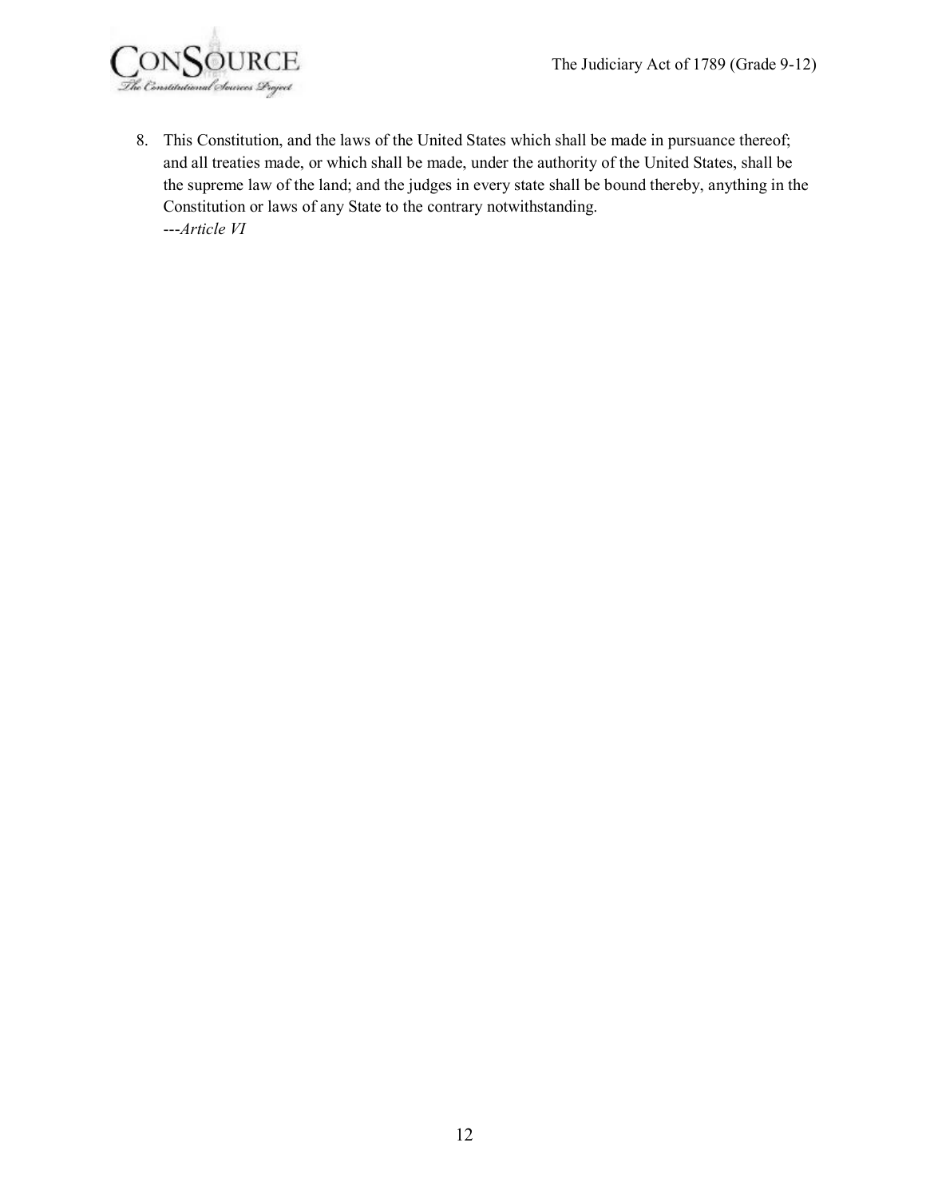8. This Constitution, and the laws of the United States which shall be made in pursuance thereof; and all treaties made, or which shall be made, under the authority of the United States, shall be the supreme law of the land; and the judges in every state shall be bound thereby, anything in the Constitution or laws of any State to the contrary notwithstanding.
   ---*Article VI*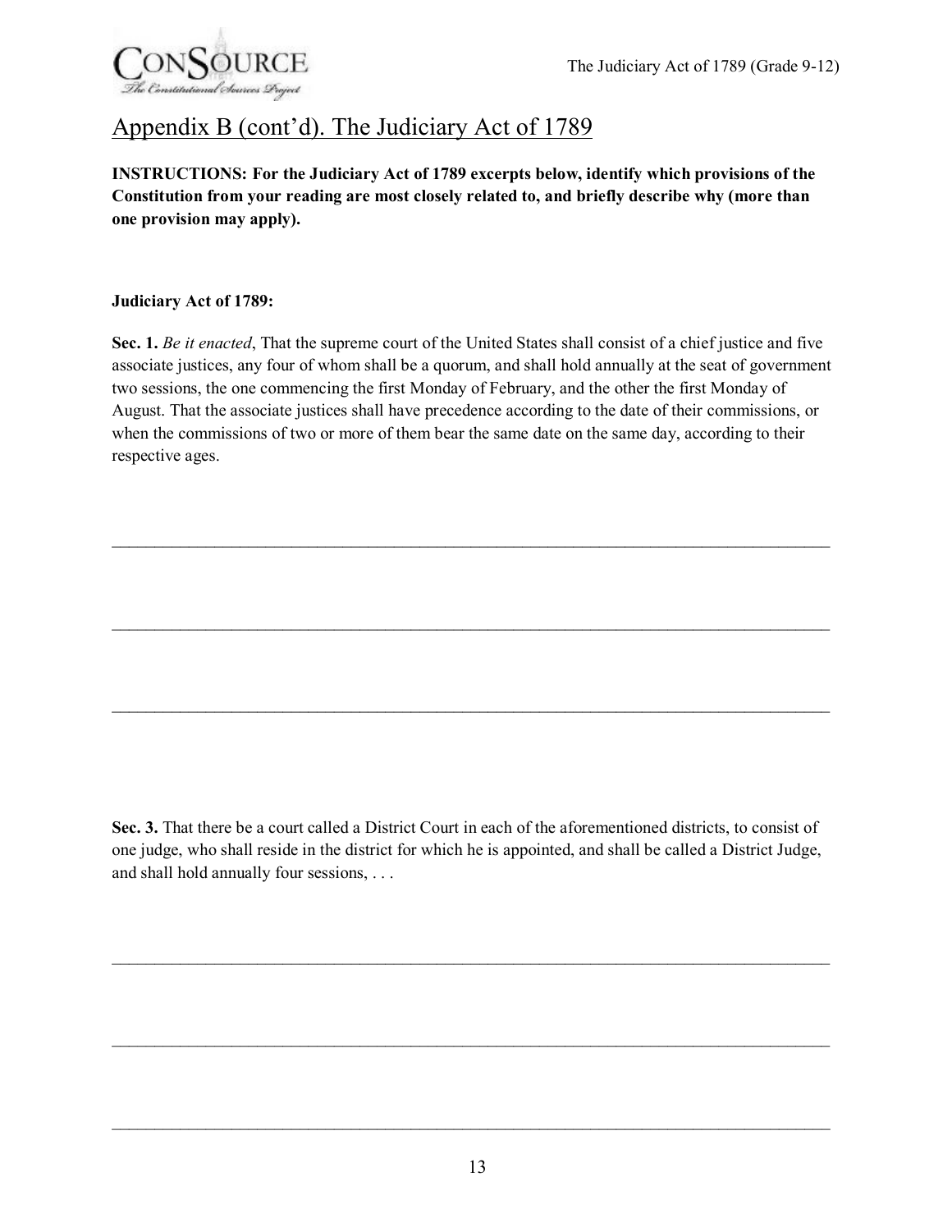## Appendix B (cont'd). The Judiciary Act of 1789

**INSTRUCTIONS: For the Judiciary Act of 1789 excerpts below, identify which provisions of the Constitution from your reading are most closely related to, and briefly describe why (more than one provision may apply).**

**Judiciary Act of 1789:**

**Sec. 1.** *Be it enacted*, That the supreme court of the United States shall consist of a chief justice and five associate justices, any four of whom shall be a quorum, and shall hold annually at the seat of government two sessions, the one commencing the first Monday of February, and the other the first Monday of August. That the associate justices shall have precedence according to the date of their commissions, or when the commissions of two or more of them bear the same date on the same day, according to their respective ages.

\_\_\_\_\_\_\_\_\_\_\_\_\_\_\_\_\_\_\_\_\_\_\_\_\_\_\_\_\_\_\_\_\_\_\_\_\_\_\_\_\_\_\_\_\_\_\_\_\_\_\_\_\_\_\_\_\_\_\_\_\_\_\_\_\_\_\_\_\_\_\_\_\_\_\_\_

\_\_\_\_\_\_\_\_\_\_\_\_\_\_\_\_\_\_\_\_\_\_\_\_\_\_\_\_\_\_\_\_\_\_\_\_\_\_\_\_\_\_\_\_\_\_\_\_\_\_\_\_\_\_\_\_\_\_\_\_\_\_\_\_\_\_\_\_\_\_\_\_\_\_\_\_

\_\_\_\_\_\_\_\_\_\_\_\_\_\_\_\_\_\_\_\_\_\_\_\_\_\_\_\_\_\_\_\_\_\_\_\_\_\_\_\_\_\_\_\_\_\_\_\_\_\_\_\_\_\_\_\_\_\_\_\_\_\_\_\_\_\_\_\_\_\_\_\_\_\_\_\_

**Sec. 3.** That there be a court called a District Court in each of the aforementioned districts, to consist of one judge, who shall reside in the district for which he is appointed, and shall be called a District Judge, and shall hold annually four sessions, . . .

\_\_\_\_\_\_\_\_\_\_\_\_\_\_\_\_\_\_\_\_\_\_\_\_\_\_\_\_\_\_\_\_\_\_\_\_\_\_\_\_\_\_\_\_\_\_\_\_\_\_\_\_\_\_\_\_\_\_\_\_\_\_\_\_\_\_\_\_\_\_\_\_\_\_\_\_

\_\_\_\_\_\_\_\_\_\_\_\_\_\_\_\_\_\_\_\_\_\_\_\_\_\_\_\_\_\_\_\_\_\_\_\_\_\_\_\_\_\_\_\_\_\_\_\_\_\_\_\_\_\_\_\_\_\_\_\_\_\_\_\_\_\_\_\_\_\_\_\_\_\_\_\_

\_\_\_\_\_\_\_\_\_\_\_\_\_\_\_\_\_\_\_\_\_\_\_\_\_\_\_\_\_\_\_\_\_\_\_\_\_\_\_\_\_\_\_\_\_\_\_\_\_\_\_\_\_\_\_\_\_\_\_\_\_\_\_\_\_\_\_\_\_\_\_\_\_\_\_\_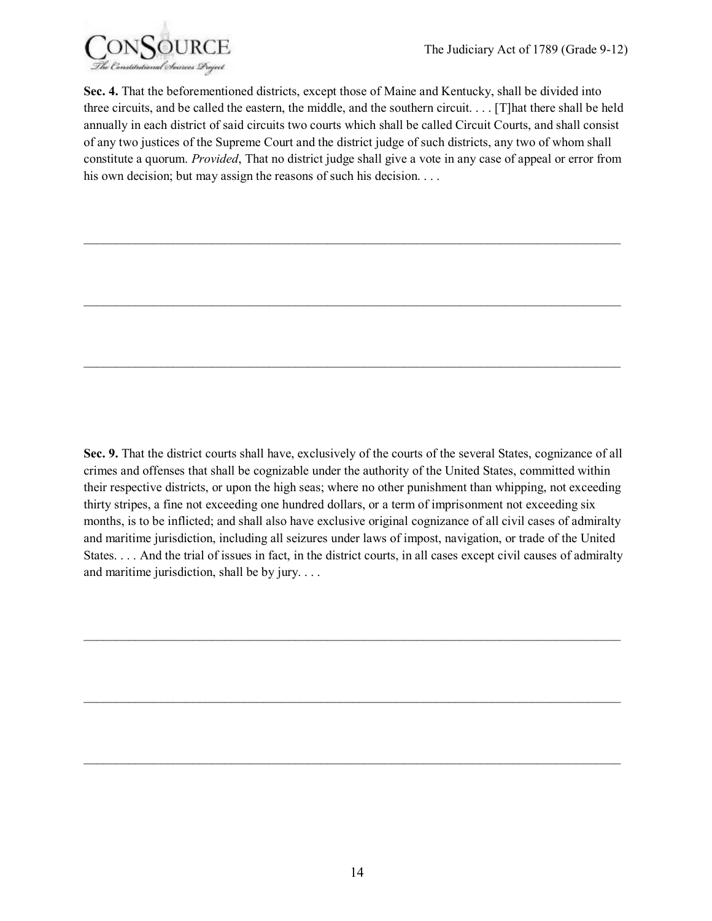**Sec. 4.** That the beforementioned districts, except those of Maine and Kentucky, shall be divided into three circuits, and be called the eastern, the middle, and the southern circuit. . . . [T]hat there shall be held annually in each district of said circuits two courts which shall be called Circuit Courts, and shall consist of any two justices of the Supreme Court and the district judge of such districts, any two of whom shall constitute a quorum. *Provided*, That no district judge shall give a vote in any case of appeal or error from his own decision; but may assign the reasons of such his decision. . . .

\_\_\_\_\_\_\_\_\_\_\_\_\_\_\_\_\_\_\_\_\_\_\_\_\_\_\_\_\_\_\_\_\_\_\_\_\_\_\_\_\_\_\_\_\_\_\_\_\_\_\_\_\_\_\_\_\_\_\_\_\_\_\_\_\_\_\_\_\_\_\_\_\_\_\_\_\_\_

\_\_\_\_\_\_\_\_\_\_\_\_\_\_\_\_\_\_\_\_\_\_\_\_\_\_\_\_\_\_\_\_\_\_\_\_\_\_\_\_\_\_\_\_\_\_\_\_\_\_\_\_\_\_\_\_\_\_\_\_\_\_\_\_\_\_\_\_\_\_\_\_\_\_\_\_\_\_

\_\_\_\_\_\_\_\_\_\_\_\_\_\_\_\_\_\_\_\_\_\_\_\_\_\_\_\_\_\_\_\_\_\_\_\_\_\_\_\_\_\_\_\_\_\_\_\_\_\_\_\_\_\_\_\_\_\_\_\_\_\_\_\_\_\_\_\_\_\_\_\_\_\_\_\_\_\_

**Sec. 9.** That the district courts shall have, exclusively of the courts of the several States, cognizance of all crimes and offenses that shall be cognizable under the authority of the United States, committed within their respective districts, or upon the high seas; where no other punishment than whipping, not exceeding thirty stripes, a fine not exceeding one hundred dollars, or a term of imprisonment not exceeding six months, is to be inflicted; and shall also have exclusive original cognizance of all civil cases of admiralty and maritime jurisdiction, including all seizures under laws of impost, navigation, or trade of the United States. . . . And the trial of issues in fact, in the district courts, in all cases except civil causes of admiralty and maritime jurisdiction, shall be by jury. . . .

\_\_\_\_\_\_\_\_\_\_\_\_\_\_\_\_\_\_\_\_\_\_\_\_\_\_\_\_\_\_\_\_\_\_\_\_\_\_\_\_\_\_\_\_\_\_\_\_\_\_\_\_\_\_\_\_\_\_\_\_\_\_\_\_\_\_\_\_\_\_\_\_\_\_\_\_\_\_

\_\_\_\_\_\_\_\_\_\_\_\_\_\_\_\_\_\_\_\_\_\_\_\_\_\_\_\_\_\_\_\_\_\_\_\_\_\_\_\_\_\_\_\_\_\_\_\_\_\_\_\_\_\_\_\_\_\_\_\_\_\_\_\_\_\_\_\_\_\_\_\_\_\_\_\_\_\_

\_\_\_\_\_\_\_\_\_\_\_\_\_\_\_\_\_\_\_\_\_\_\_\_\_\_\_\_\_\_\_\_\_\_\_\_\_\_\_\_\_\_\_\_\_\_\_\_\_\_\_\_\_\_\_\_\_\_\_\_\_\_\_\_\_\_\_\_\_\_\_\_\_\_\_\_\_\_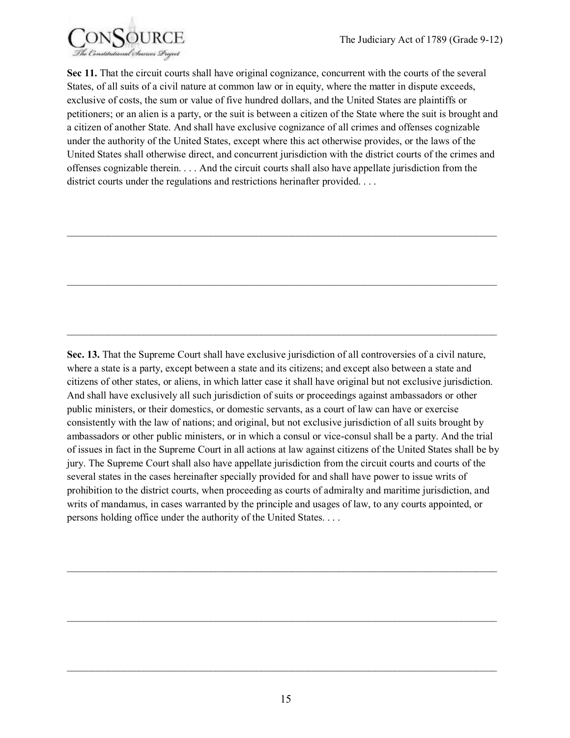**Sec 11.** That the circuit courts shall have original cognizance, concurrent with the courts of the several States, of all suits of a civil nature at common law or in equity, where the matter in dispute exceeds, exclusive of costs, the sum or value of five hundred dollars, and the United States are plaintiffs or petitioners; or an alien is a party, or the suit is between a citizen of the State where the suit is brought and a citizen of another State. And shall have exclusive cognizance of all crimes and offenses cognizable under the authority of the United States, except where this act otherwise provides, or the laws of the United States shall otherwise direct, and concurrent jurisdiction with the district courts of the crimes and offenses cognizable therein. . . . And the circuit courts shall also have appellate jurisdiction from the district courts under the regulations and restrictions herinafter provided. . . .

______________________________________________________________________________

______________________________________________________________________________

______________________________________________________________________________

**Sec. 13.** That the Supreme Court shall have exclusive jurisdiction of all controversies of a civil nature, where a state is a party, except between a state and its citizens; and except also between a state and citizens of other states, or aliens, in which latter case it shall have original but not exclusive jurisdiction. And shall have exclusively all such jurisdiction of suits or proceedings against ambassadors or other public ministers, or their domestics, or domestic servants, as a court of law can have or exercise consistently with the law of nations; and original, but not exclusive jurisdiction of all suits brought by ambassadors or other public ministers, or in which a consul or vice-consul shall be a party. And the trial of issues in fact in the Supreme Court in all actions at law against citizens of the United States shall be by jury. The Supreme Court shall also have appellate jurisdiction from the circuit courts and courts of the several states in the cases hereinafter specially provided for and shall have power to issue writs of prohibition to the district courts, when proceeding as courts of admiralty and maritime jurisdiction, and writs of mandamus, in cases warranted by the principle and usages of law, to any courts appointed, or persons holding office under the authority of the United States. . . .

______________________________________________________________________________

______________________________________________________________________________

______________________________________________________________________________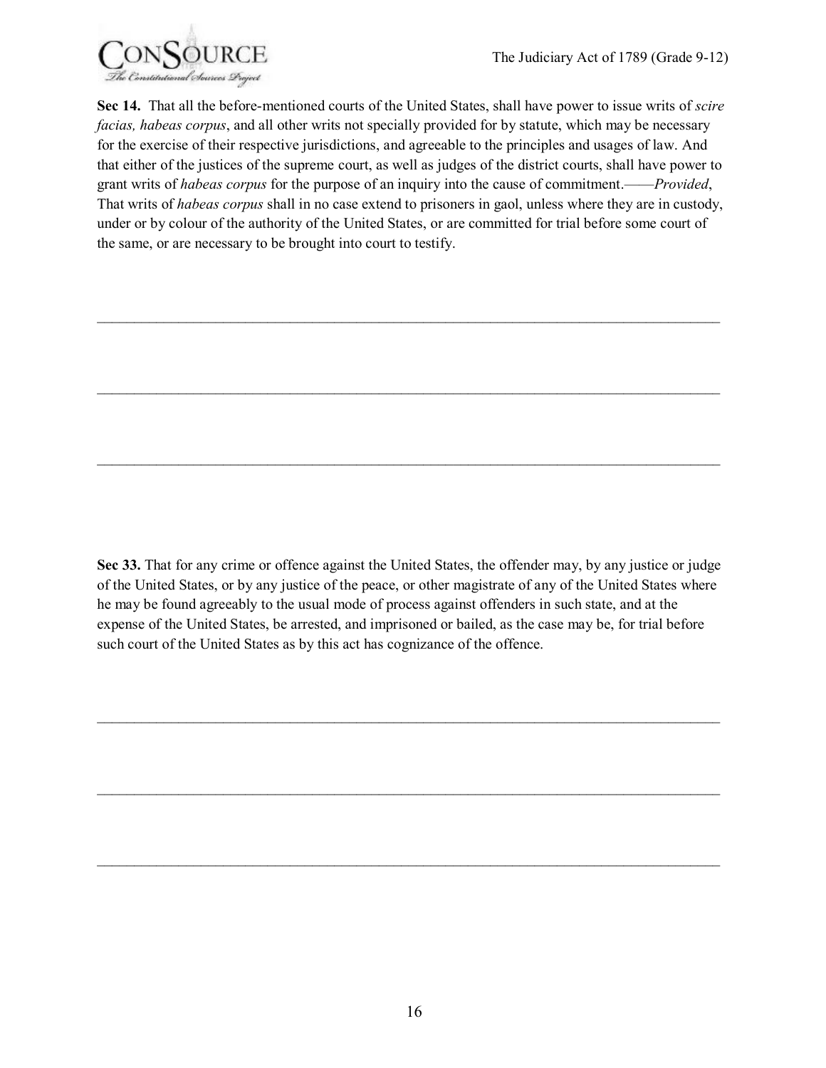**Sec 14.** That all the before-mentioned courts of the United States, shall have power to issue writs of *scire facias, habeas corpus*, and all other writs not specially provided for by statute, which may be necessary for the exercise of their respective jurisdictions, and agreeable to the principles and usages of law. And that either of the justices of the supreme court, as well as judges of the district courts, shall have power to grant writs of *habeas corpus* for the purpose of an inquiry into the cause of commitment.——*Provided*, That writs of *habeas corpus* shall in no case extend to prisoners in gaol, unless where they are in custody, under or by colour of the authority of the United States, or are committed for trial before some court of the same, or are necessary to be brought into court to testify.

______________________________________________________________________________

______________________________________________________________________________

______________________________________________________________________________

**Sec 33.** That for any crime or offence against the United States, the offender may, by any justice or judge of the United States, or by any justice of the peace, or other magistrate of any of the United States where he may be found agreeably to the usual mode of process against offenders in such state, and at the expense of the United States, be arrested, and imprisoned or bailed, as the case may be, for trial before such court of the United States as by this act has cognizance of the offence.

______________________________________________________________________________

______________________________________________________________________________

______________________________________________________________________________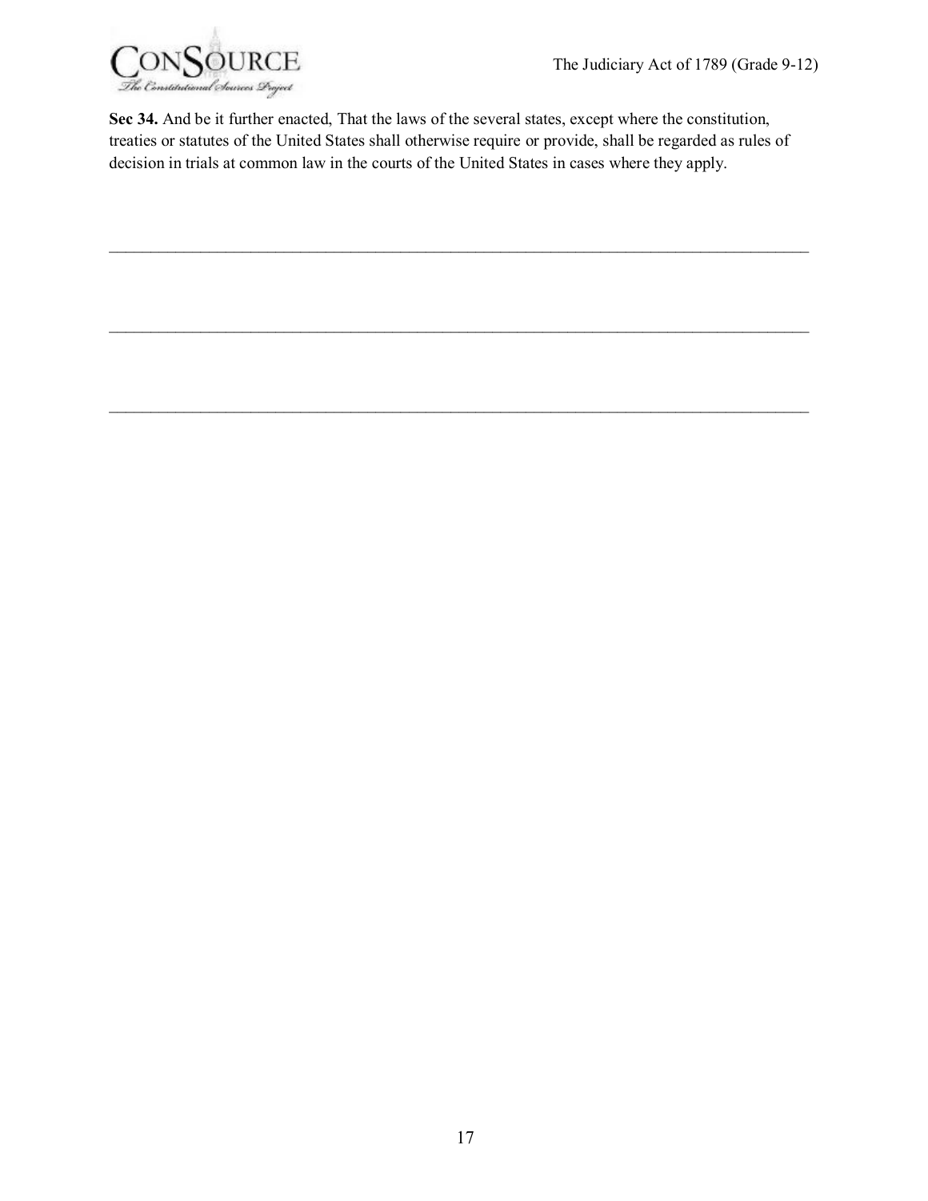**Sec 34.** And be it further enacted, That the laws of the several states, except where the constitution, treaties or statutes of the United States shall otherwise require or provide, shall be regarded as rules of decision in trials at common law in the courts of the United States in cases where they apply.

\_\_\_\_\_\_\_\_\_\_\_\_\_\_\_\_\_\_\_\_\_\_\_\_\_\_\_\_\_\_\_\_\_\_\_\_\_\_\_\_\_\_\_\_\_\_\_\_\_\_\_\_\_\_\_\_\_\_\_\_\_\_\_\_\_\_\_\_\_\_\_\_\_\_\_\_\_\_

\_\_\_\_\_\_\_\_\_\_\_\_\_\_\_\_\_\_\_\_\_\_\_\_\_\_\_\_\_\_\_\_\_\_\_\_\_\_\_\_\_\_\_\_\_\_\_\_\_\_\_\_\_\_\_\_\_\_\_\_\_\_\_\_\_\_\_\_\_\_\_\_\_\_\_\_\_\_

\_\_\_\_\_\_\_\_\_\_\_\_\_\_\_\_\_\_\_\_\_\_\_\_\_\_\_\_\_\_\_\_\_\_\_\_\_\_\_\_\_\_\_\_\_\_\_\_\_\_\_\_\_\_\_\_\_\_\_\_\_\_\_\_\_\_\_\_\_\_\_\_\_\_\_\_\_\_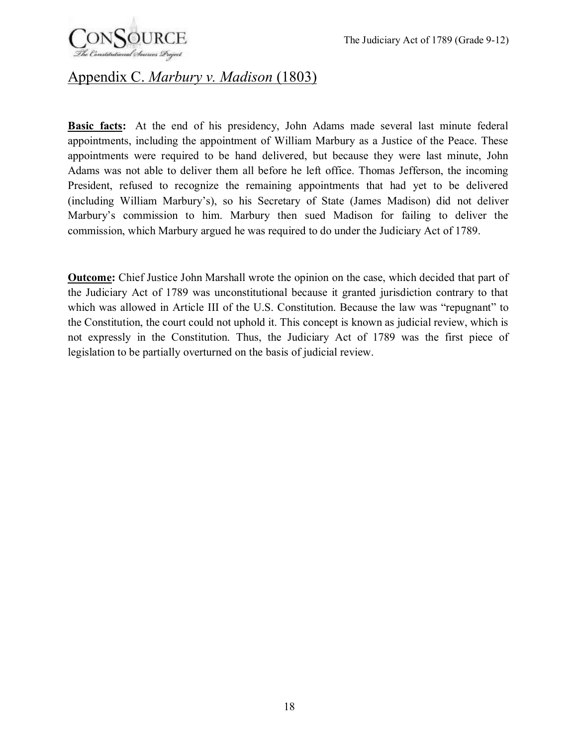## Appendix C. *Marbury v. Madison* (1803)

**Basic facts:** At the end of his presidency, John Adams made several last minute federal appointments, including the appointment of William Marbury as a Justice of the Peace. These appointments were required to be hand delivered, but because they were last minute, John Adams was not able to deliver them all before he left office. Thomas Jefferson, the incoming President, refused to recognize the remaining appointments that had yet to be delivered (including William Marbury's), so his Secretary of State (James Madison) did not deliver Marbury's commission to him. Marbury then sued Madison for failing to deliver the commission, which Marbury argued he was required to do under the Judiciary Act of 1789.

**Outcome:** Chief Justice John Marshall wrote the opinion on the case, which decided that part of the Judiciary Act of 1789 was unconstitutional because it granted jurisdiction contrary to that which was allowed in Article III of the U.S. Constitution. Because the law was "repugnant" to the Constitution, the court could not uphold it. This concept is known as judicial review, which is not expressly in the Constitution. Thus, the Judiciary Act of 1789 was the first piece of legislation to be partially overturned on the basis of judicial review.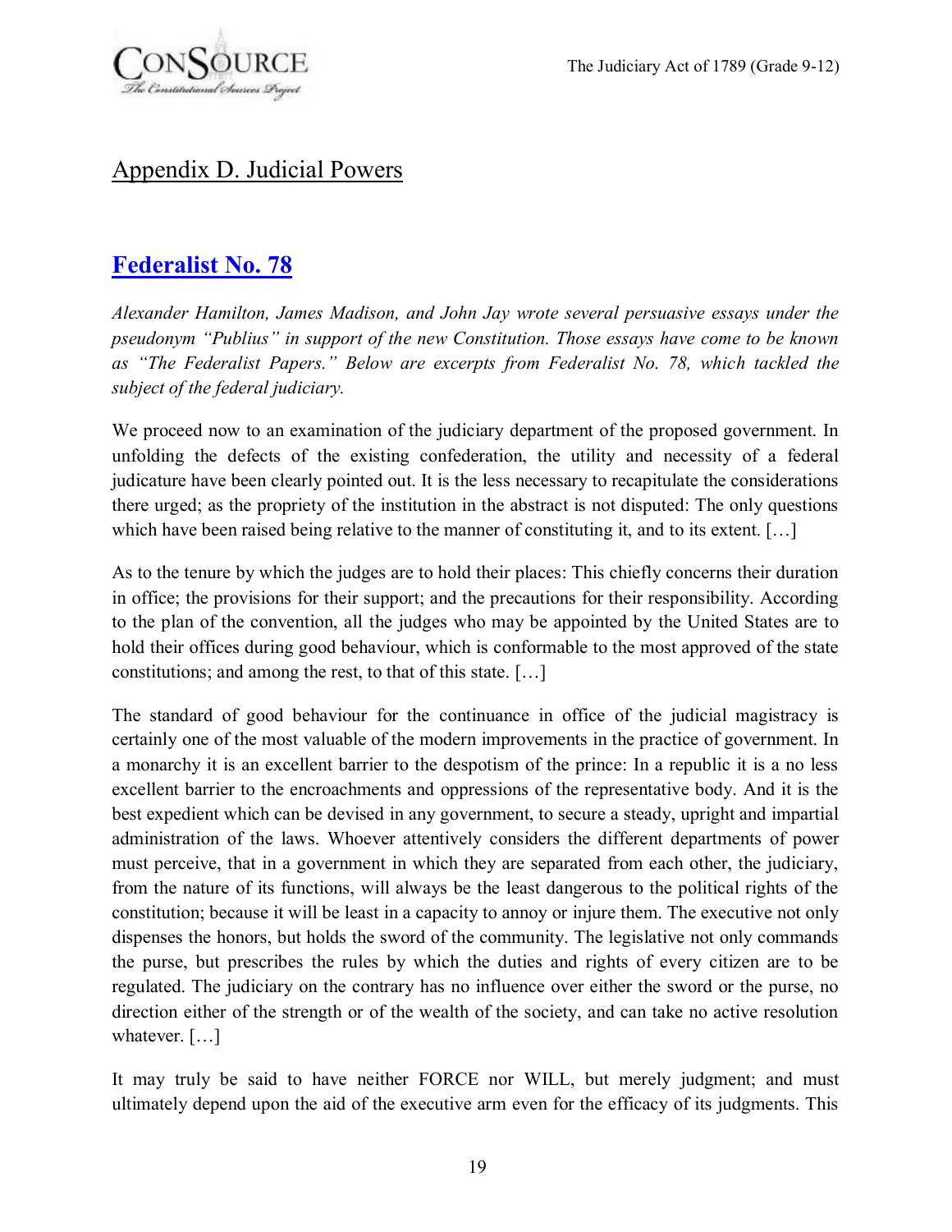## Appendix D. Judicial Powers

## Federalist No. 78

*Alexander Hamilton, James Madison, and John Jay wrote several persuasive essays under the pseudonym "Publius" in support of the new Constitution. Those essays have come to be known as "The Federalist Papers." Below are excerpts from Federalist No. 78, which tackled the subject of the federal judiciary.*

We proceed now to an examination of the judiciary department of the proposed government. In unfolding the defects of the existing confederation, the utility and necessity of a federal judicature have been clearly pointed out. It is the less necessary to recapitulate the considerations there urged; as the propriety of the institution in the abstract is not disputed: The only questions which have been raised being relative to the manner of constituting it, and to its extent. […]

As to the tenure by which the judges are to hold their places: This chiefly concerns their duration in office; the provisions for their support; and the precautions for their responsibility. According to the plan of the convention, all the judges who may be appointed by the United States are to hold their offices during good behaviour, which is conformable to the most approved of the state constitutions; and among the rest, to that of this state. […]

The standard of good behaviour for the continuance in office of the judicial magistracy is certainly one of the most valuable of the modern improvements in the practice of government. In a monarchy it is an excellent barrier to the despotism of the prince: In a republic it is a no less excellent barrier to the encroachments and oppressions of the representative body. And it is the best expedient which can be devised in any government, to secure a steady, upright and impartial administration of the laws. Whoever attentively considers the different departments of power must perceive, that in a government in which they are separated from each other, the judiciary, from the nature of its functions, will always be the least dangerous to the political rights of the constitution; because it will be least in a capacity to annoy or injure them. The executive not only dispenses the honors, but holds the sword of the community. The legislative not only commands the purse, but prescribes the rules by which the duties and rights of every citizen are to be regulated. The judiciary on the contrary has no influence over either the sword or the purse, no direction either of the strength or of the wealth of the society, and can take no active resolution whatever. […]

It may truly be said to have neither FORCE nor WILL, but merely judgment; and must ultimately depend upon the aid of the executive arm even for the efficacy of its judgments. This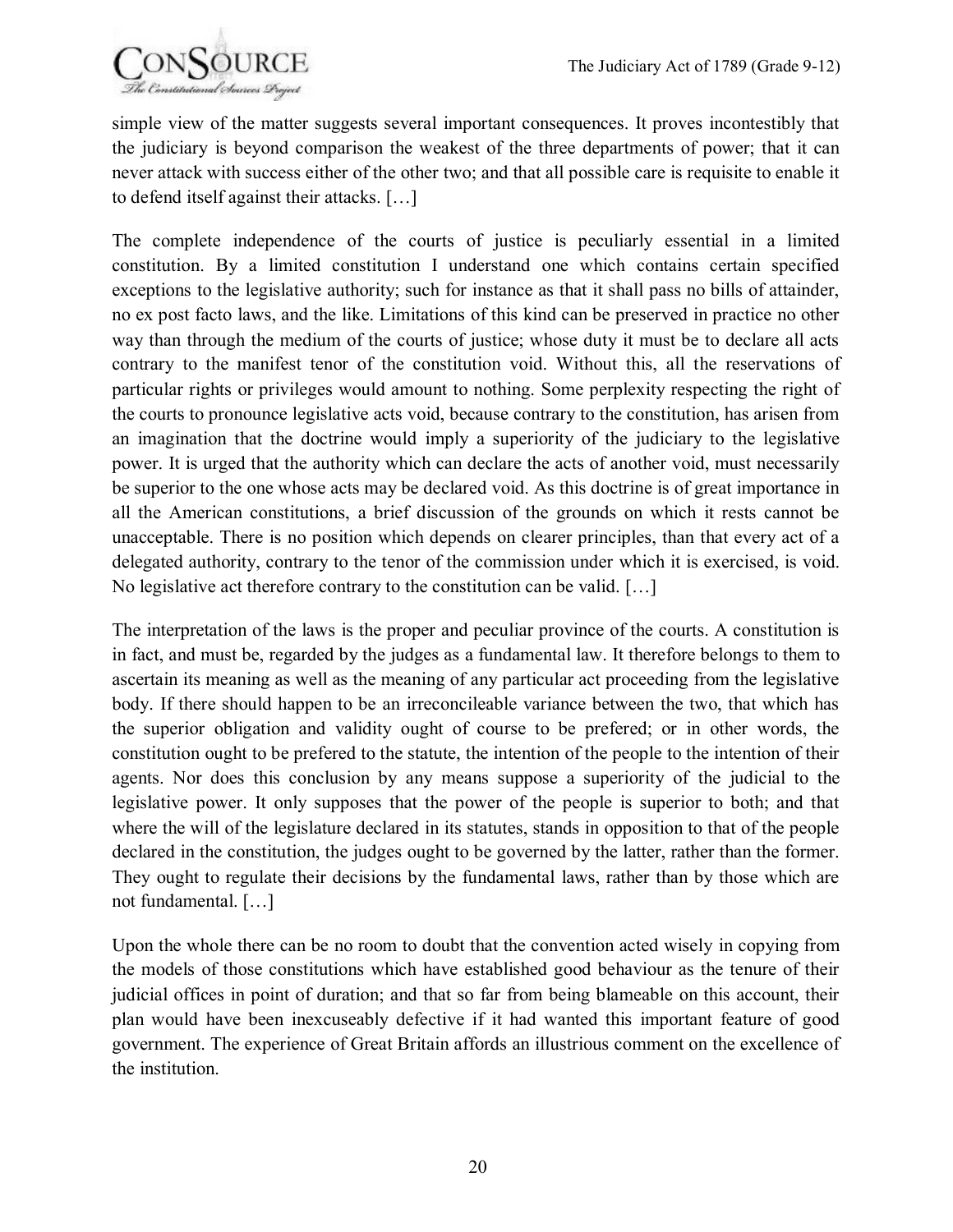simple view of the matter suggests several important consequences. It proves incontestibly that the judiciary is beyond comparison the weakest of the three departments of power; that it can never attack with success either of the other two; and that all possible care is requisite to enable it to defend itself against their attacks. […]

The complete independence of the courts of justice is peculiarly essential in a limited constitution. By a limited constitution I understand one which contains certain specified exceptions to the legislative authority; such for instance as that it shall pass no bills of attainder, no ex post facto laws, and the like. Limitations of this kind can be preserved in practice no other way than through the medium of the courts of justice; whose duty it must be to declare all acts contrary to the manifest tenor of the constitution void. Without this, all the reservations of particular rights or privileges would amount to nothing. Some perplexity respecting the right of the courts to pronounce legislative acts void, because contrary to the constitution, has arisen from an imagination that the doctrine would imply a superiority of the judiciary to the legislative power. It is urged that the authority which can declare the acts of another void, must necessarily be superior to the one whose acts may be declared void. As this doctrine is of great importance in all the American constitutions, a brief discussion of the grounds on which it rests cannot be unacceptable. There is no position which depends on clearer principles, than that every act of a delegated authority, contrary to the tenor of the commission under which it is exercised, is void. No legislative act therefore contrary to the constitution can be valid. […]

The interpretation of the laws is the proper and peculiar province of the courts. A constitution is in fact, and must be, regarded by the judges as a fundamental law. It therefore belongs to them to ascertain its meaning as well as the meaning of any particular act proceeding from the legislative body. If there should happen to be an irreconcileable variance between the two, that which has the superior obligation and validity ought of course to be prefered; or in other words, the constitution ought to be prefered to the statute, the intention of the people to the intention of their agents. Nor does this conclusion by any means suppose a superiority of the judicial to the legislative power. It only supposes that the power of the people is superior to both; and that where the will of the legislature declared in its statutes, stands in opposition to that of the people declared in the constitution, the judges ought to be governed by the latter, rather than the former. They ought to regulate their decisions by the fundamental laws, rather than by those which are not fundamental. […]

Upon the whole there can be no room to doubt that the convention acted wisely in copying from the models of those constitutions which have established good behaviour as the tenure of their judicial offices in point of duration; and that so far from being blameable on this account, their plan would have been inexcuseably defective if it had wanted this important feature of good government. The experience of Great Britain affords an illustrious comment on the excellence of the institution.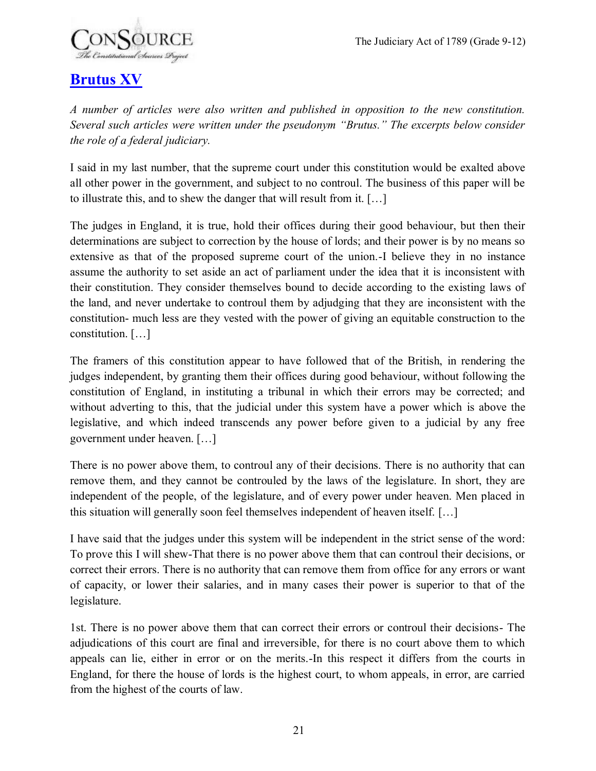## [Brutus XV]

*A number of articles were also written and published in opposition to the new constitution. Several such articles were written under the pseudonym "Brutus." The excerpts below consider the role of a federal judiciary.*

I said in my last number, that the supreme court under this constitution would be exalted above all other power in the government, and subject to no controul. The business of this paper will be to illustrate this, and to shew the danger that will result from it. […]

The judges in England, it is true, hold their offices during their good behaviour, but then their determinations are subject to correction by the house of lords; and their power is by no means so extensive as that of the proposed supreme court of the union.-I believe they in no instance assume the authority to set aside an act of parliament under the idea that it is inconsistent with their constitution. They consider themselves bound to decide according to the existing laws of the land, and never undertake to controul them by adjudging that they are inconsistent with the constitution- much less are they vested with the power of giving an equitable construction to the constitution. […]

The framers of this constitution appear to have followed that of the British, in rendering the judges independent, by granting them their offices during good behaviour, without following the constitution of England, in instituting a tribunal in which their errors may be corrected; and without adverting to this, that the judicial under this system have a power which is above the legislative, and which indeed transcends any power before given to a judicial by any free government under heaven. […]

There is no power above them, to controul any of their decisions. There is no authority that can remove them, and they cannot be controuled by the laws of the legislature. In short, they are independent of the people, of the legislature, and of every power under heaven. Men placed in this situation will generally soon feel themselves independent of heaven itself. […]

I have said that the judges under this system will be independent in the strict sense of the word: To prove this I will shew-That there is no power above them that can controul their decisions, or correct their errors. There is no authority that can remove them from office for any errors or want of capacity, or lower their salaries, and in many cases their power is superior to that of the legislature.

1st. There is no power above them that can correct their errors or controul their decisions- The adjudications of this court are final and irreversible, for there is no court above them to which appeals can lie, either in error or on the merits.-In this respect it differs from the courts in England, for there the house of lords is the highest court, to whom appeals, in error, are carried from the highest of the courts of law.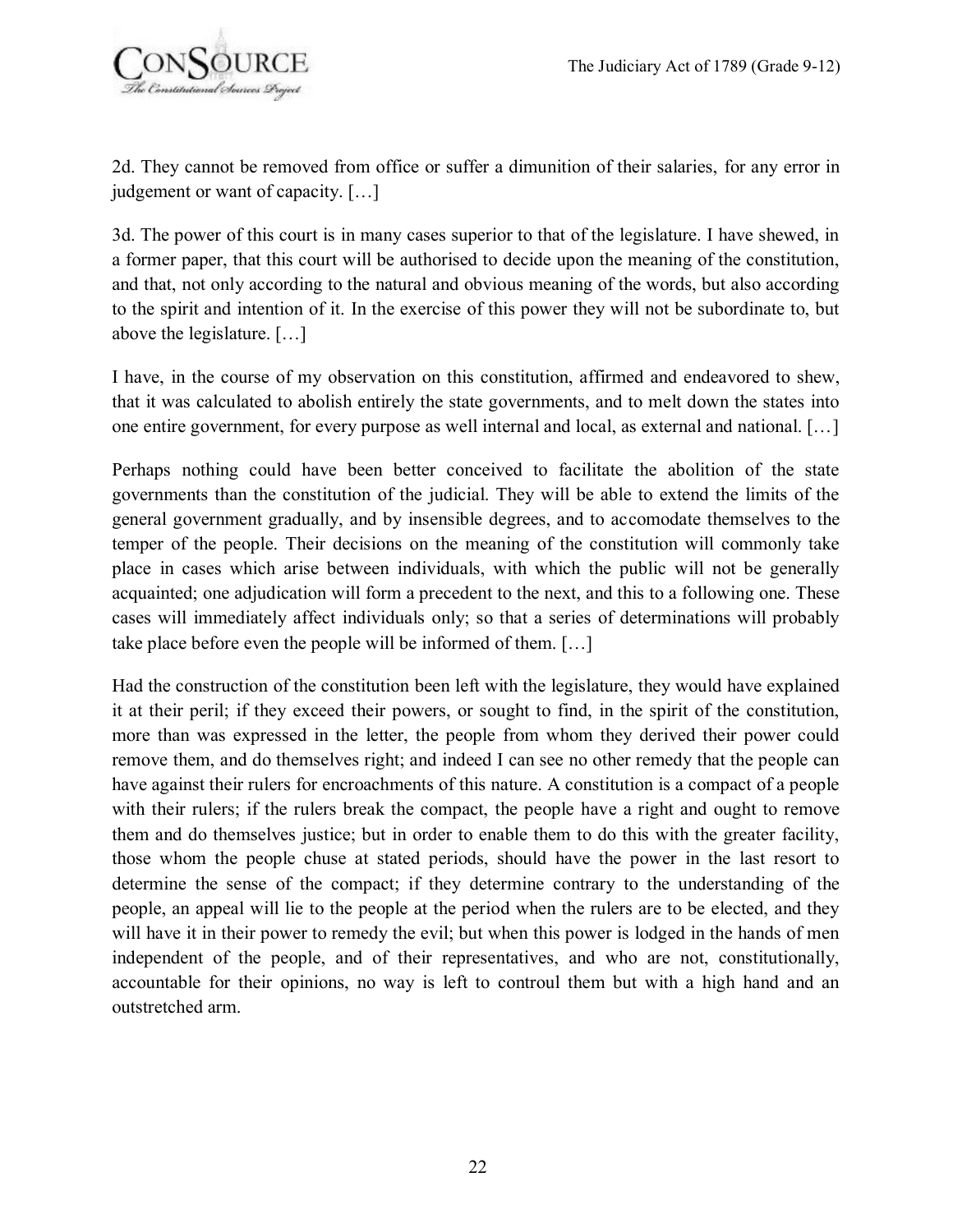2d. They cannot be removed from office or suffer a dimunition of their salaries, for any error in judgement or want of capacity. […]

3d. The power of this court is in many cases superior to that of the legislature. I have shewed, in a former paper, that this court will be authorised to decide upon the meaning of the constitution, and that, not only according to the natural and obvious meaning of the words, but also according to the spirit and intention of it. In the exercise of this power they will not be subordinate to, but above the legislature. […]

I have, in the course of my observation on this constitution, affirmed and endeavored to shew, that it was calculated to abolish entirely the state governments, and to melt down the states into one entire government, for every purpose as well internal and local, as external and national. […]

Perhaps nothing could have been better conceived to facilitate the abolition of the state governments than the constitution of the judicial. They will be able to extend the limits of the general government gradually, and by insensible degrees, and to accomodate themselves to the temper of the people. Their decisions on the meaning of the constitution will commonly take place in cases which arise between individuals, with which the public will not be generally acquainted; one adjudication will form a precedent to the next, and this to a following one. These cases will immediately affect individuals only; so that a series of determinations will probably take place before even the people will be informed of them. […]

Had the construction of the constitution been left with the legislature, they would have explained it at their peril; if they exceed their powers, or sought to find, in the spirit of the constitution, more than was expressed in the letter, the people from whom they derived their power could remove them, and do themselves right; and indeed I can see no other remedy that the people can have against their rulers for encroachments of this nature. A constitution is a compact of a people with their rulers; if the rulers break the compact, the people have a right and ought to remove them and do themselves justice; but in order to enable them to do this with the greater facility, those whom the people chuse at stated periods, should have the power in the last resort to determine the sense of the compact; if they determine contrary to the understanding of the people, an appeal will lie to the people at the period when the rulers are to be elected, and they will have it in their power to remedy the evil; but when this power is lodged in the hands of men independent of the people, and of their representatives, and who are not, constitutionally, accountable for their opinions, no way is left to controul them but with a high hand and an outstretched arm.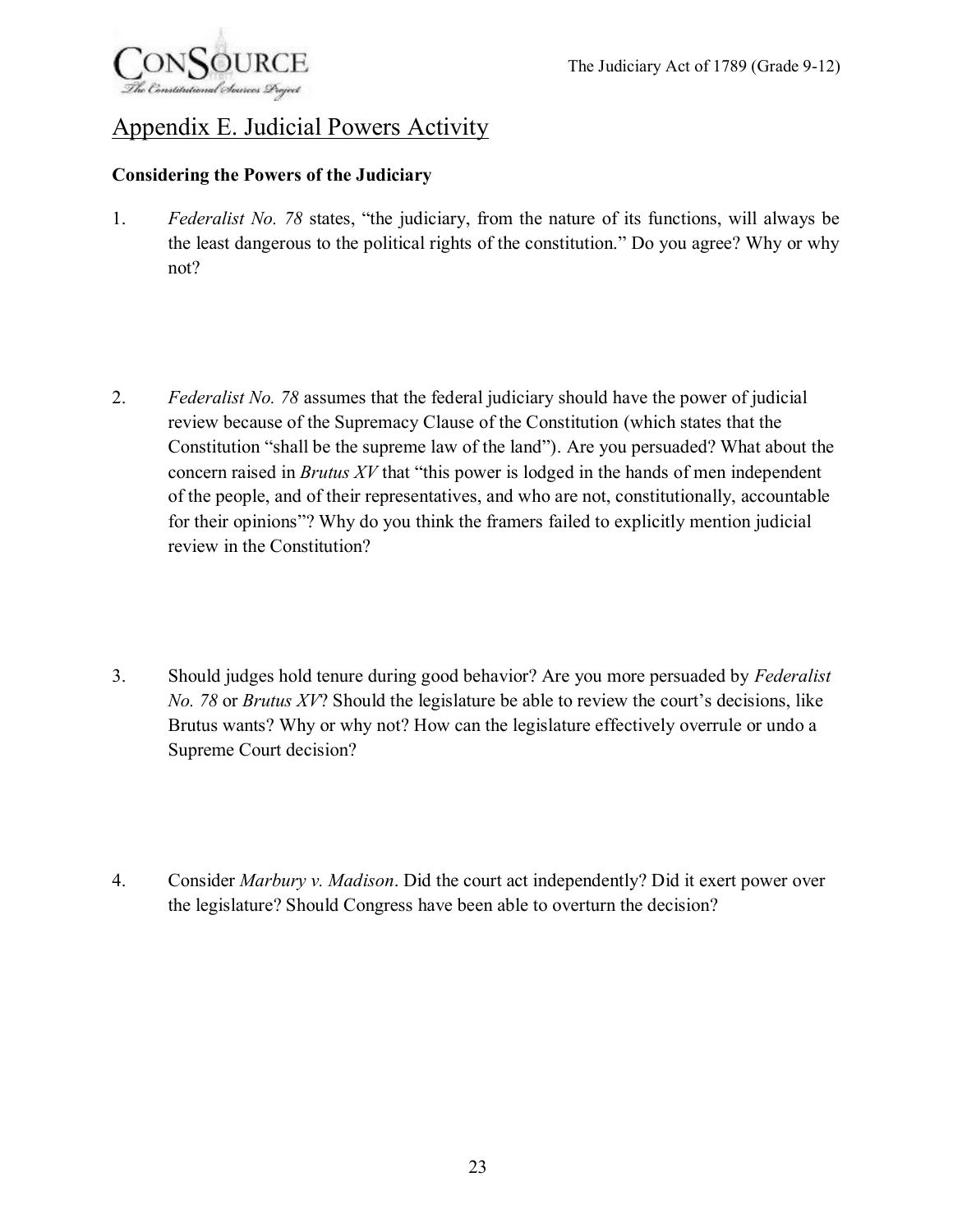## Appendix E. Judicial Powers Activity

**Considering the Powers of the Judiciary**

1. *Federalist No. 78* states, "the judiciary, from the nature of its functions, will always be the least dangerous to the political rights of the constitution." Do you agree? Why or why not?

2. *Federalist No. 78* assumes that the federal judiciary should have the power of judicial review because of the Supremacy Clause of the Constitution (which states that the Constitution "shall be the supreme law of the land"). Are you persuaded? What about the concern raised in *Brutus XV* that "this power is lodged in the hands of men independent of the people, and of their representatives, and who are not, constitutionally, accountable for their opinions"? Why do you think the framers failed to explicitly mention judicial review in the Constitution?

3. Should judges hold tenure during good behavior? Are you more persuaded by *Federalist No. 78* or *Brutus XV*? Should the legislature be able to review the court's decisions, like Brutus wants? Why or why not? How can the legislature effectively overrule or undo a Supreme Court decision?

4. Consider *Marbury v. Madison*. Did the court act independently? Did it exert power over the legislature? Should Congress have been able to overturn the decision?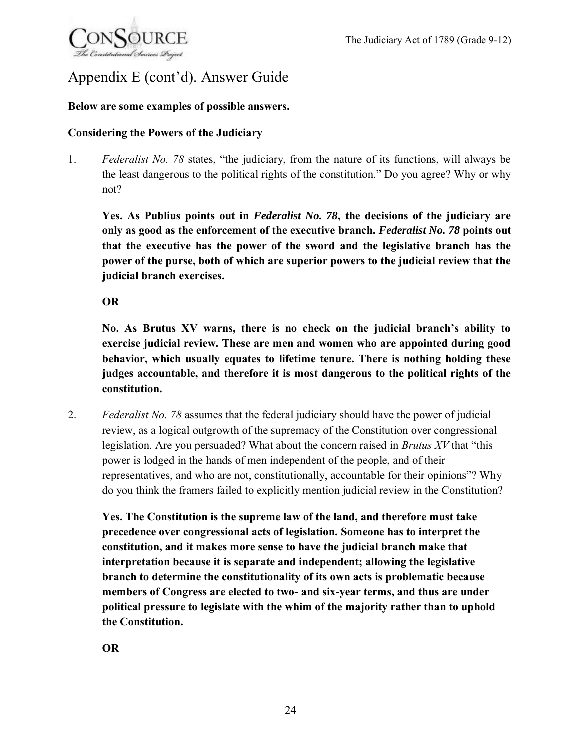## Appendix E (cont'd). Answer Guide

**Below are some examples of possible answers.**

**Considering the Powers of the Judiciary**

1. *Federalist No. 78* states, "the judiciary, from the nature of its functions, will always be the least dangerous to the political rights of the constitution." Do you agree? Why or why not?

   **Yes. As Publius points out in *Federalist No. 78*, the decisions of the judiciary are only as good as the enforcement of the executive branch. *Federalist No. 78* points out that the executive has the power of the sword and the legislative branch has the power of the purse, both of which are superior powers to the judicial review that the judicial branch exercises.**

   **OR**

   **No. As Brutus XV warns, there is no check on the judicial branch's ability to exercise judicial review. These are men and women who are appointed during good behavior, which usually equates to lifetime tenure. There is nothing holding these judges accountable, and therefore it is most dangerous to the political rights of the constitution.**

2. *Federalist No. 78* assumes that the federal judiciary should have the power of judicial review, as a logical outgrowth of the supremacy of the Constitution over congressional legislation. Are you persuaded? What about the concern raised in *Brutus XV* that "this power is lodged in the hands of men independent of the people, and of their representatives, and who are not, constitutionally, accountable for their opinions"? Why do you think the framers failed to explicitly mention judicial review in the Constitution?

   **Yes. The Constitution is the supreme law of the land, and therefore must take precedence over congressional acts of legislation. Someone has to interpret the constitution, and it makes more sense to have the judicial branch make that interpretation because it is separate and independent; allowing the legislative branch to determine the constitutionality of its own acts is problematic because members of Congress are elected to two- and six-year terms, and thus are under political pressure to legislate with the whim of the majority rather than to uphold the Constitution.**

   **OR**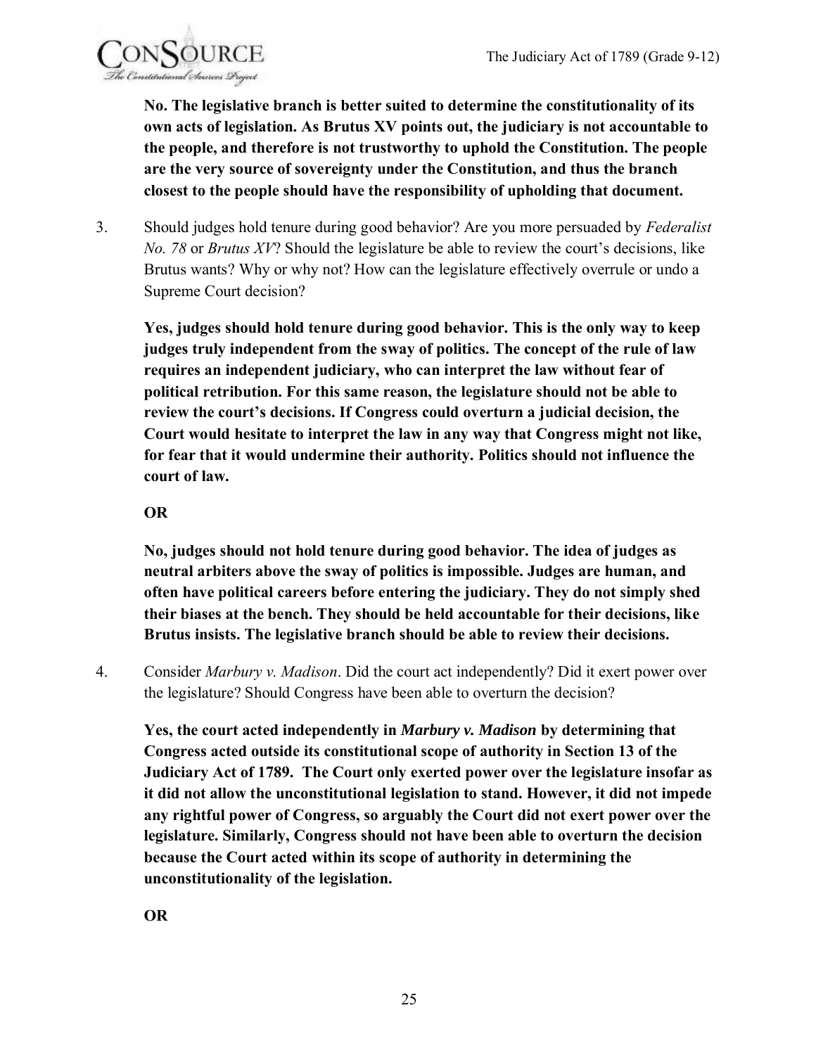**No. The legislative branch is better suited to determine the constitutionality of its own acts of legislation. As Brutus XV points out, the judiciary is not accountable to the people, and therefore is not trustworthy to uphold the Constitution. The people are the very source of sovereignty under the Constitution, and thus the branch closest to the people should have the responsibility of upholding that document.**

3. Should judges hold tenure during good behavior? Are you more persuaded by *Federalist No. 78* or *Brutus XV*? Should the legislature be able to review the court's decisions, like Brutus wants? Why or why not? How can the legislature effectively overrule or undo a Supreme Court decision?

   **Yes, judges should hold tenure during good behavior. This is the only way to keep judges truly independent from the sway of politics. The concept of the rule of law requires an independent judiciary, who can interpret the law without fear of political retribution. For this same reason, the legislature should not be able to review the court's decisions. If Congress could overturn a judicial decision, the Court would hesitate to interpret the law in any way that Congress might not like, for fear that it would undermine their authority. Politics should not influence the court of law.**

   **OR**

   **No, judges should not hold tenure during good behavior. The idea of judges as neutral arbiters above the sway of politics is impossible. Judges are human, and often have political careers before entering the judiciary. They do not simply shed their biases at the bench. They should be held accountable for their decisions, like Brutus insists. The legislative branch should be able to review their decisions.**

4. Consider *Marbury v. Madison*. Did the court act independently? Did it exert power over the legislature? Should Congress have been able to overturn the decision?

   **Yes, the court acted independently in *Marbury v. Madison* by determining that Congress acted outside its constitutional scope of authority in Section 13 of the Judiciary Act of 1789. The Court only exerted power over the legislature insofar as it did not allow the unconstitutional legislation to stand. However, it did not impede any rightful power of Congress, so arguably the Court did not exert power over the legislature. Similarly, Congress should not have been able to overturn the decision because the Court acted within its scope of authority in determining the unconstitutionality of the legislation.**

   **OR**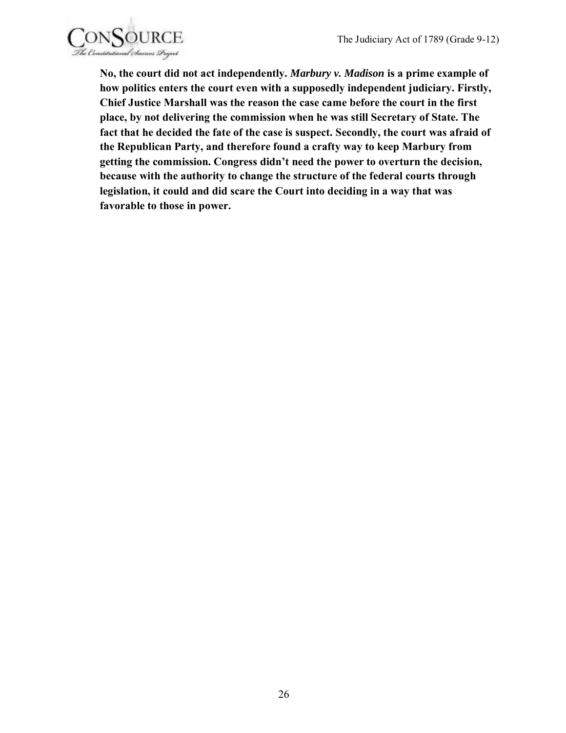**No, the court did not act independently. *Marbury v. Madison* is a prime example of how politics enters the court even with a supposedly independent judiciary. Firstly, Chief Justice Marshall was the reason the case came before the court in the first place, by not delivering the commission when he was still Secretary of State. The fact that he decided the fate of the case is suspect. Secondly, the court was afraid of the Republican Party, and therefore found a crafty way to keep Marbury from getting the commission. Congress didn't need the power to overturn the decision, because with the authority to change the structure of the federal courts through legislation, it could and did scare the Court into deciding in a way that was favorable to those in power.**